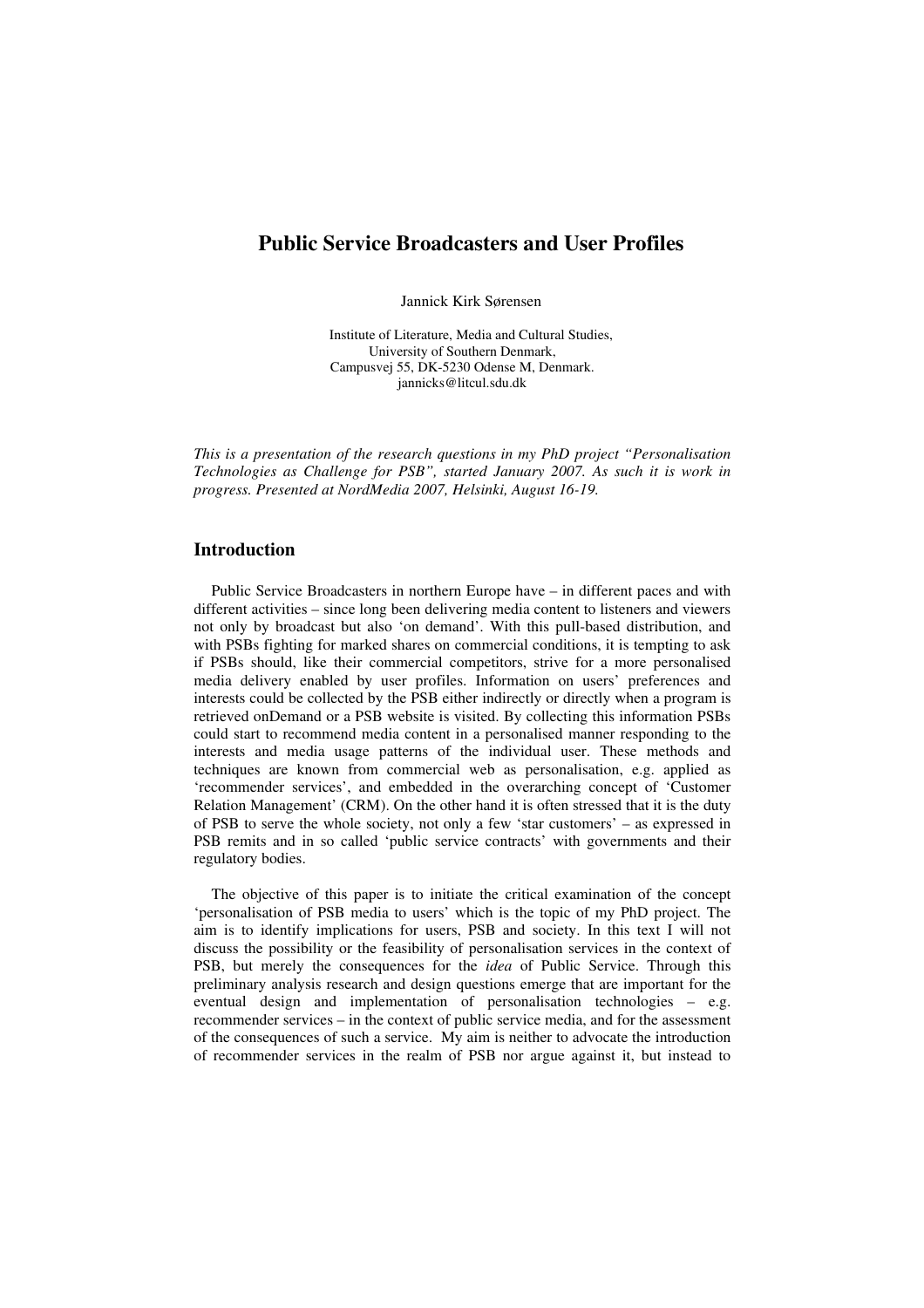# Public Service Broadcasters and User Profiles

Jannick Kirk Sørensen

Institute of Literature, Media and Cultural Studies,
University of Southern Denmark,
Campusvej 55, DK-5230 Odense M, Denmark.
jannicks@litcul.sdu.dk

*This is a presentation of the research questions in my PhD project "Personalisation Technologies as Challenge for PSB", started January 2007. As such it is work in progress. Presented at NordMedia 2007, Helsinki, August 16-19.*

## Introduction

Public Service Broadcasters in northern Europe have – in different paces and with different activities – since long been delivering media content to listeners and viewers not only by broadcast but also 'on demand'. With this pull-based distribution, and with PSBs fighting for marked shares on commercial conditions, it is tempting to ask if PSBs should, like their commercial competitors, strive for a more personalised media delivery enabled by user profiles. Information on users' preferences and interests could be collected by the PSB either indirectly or directly when a program is retrieved onDemand or a PSB website is visited. By collecting this information PSBs could start to recommend media content in a personalised manner responding to the interests and media usage patterns of the individual user. These methods and techniques are known from commercial web as personalisation, e.g. applied as 'recommender services', and embedded in the overarching concept of 'Customer Relation Management' (CRM). On the other hand it is often stressed that it is the duty of PSB to serve the whole society, not only a few 'star customers' – as expressed in PSB remits and in so called 'public service contracts' with governments and their regulatory bodies.

The objective of this paper is to initiate the critical examination of the concept 'personalisation of PSB media to users' which is the topic of my PhD project. The aim is to identify implications for users, PSB and society. In this text I will not discuss the possibility or the feasibility of personalisation services in the context of PSB, but merely the consequences for the *idea* of Public Service. Through this preliminary analysis research and design questions emerge that are important for the eventual design and implementation of personalisation technologies – e.g. recommender services – in the context of public service media, and for the assessment of the consequences of such a service. My aim is neither to advocate the introduction of recommender services in the realm of PSB nor argue against it, but instead to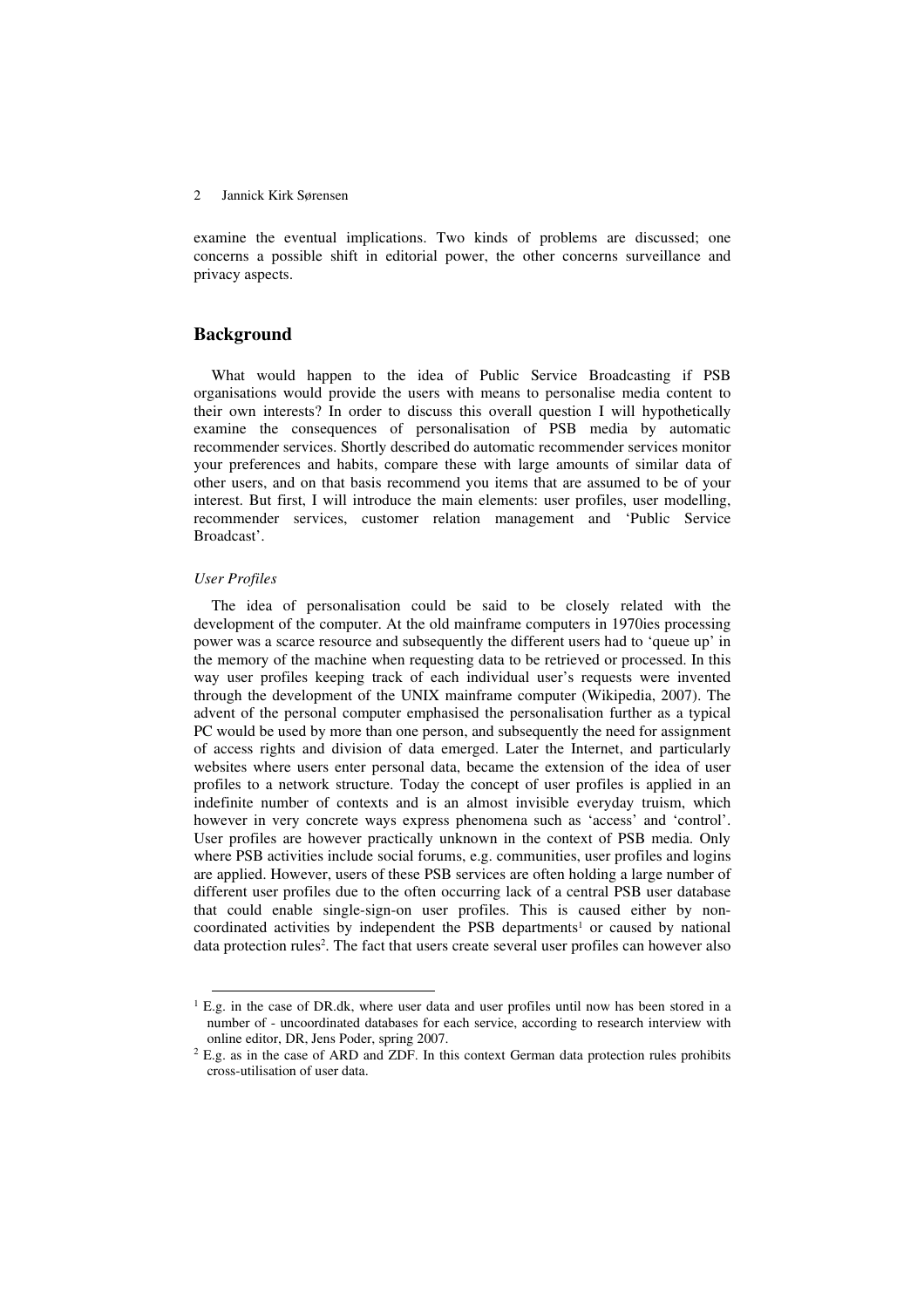examine the eventual implications. Two kinds of problems are discussed; one concerns a possible shift in editorial power, the other concerns surveillance and privacy aspects.

## Background

What would happen to the idea of Public Service Broadcasting if PSB organisations would provide the users with means to personalise media content to their own interests? In order to discuss this overall question I will hypothetically examine the consequences of personalisation of PSB media by automatic recommender services. Shortly described do automatic recommender services monitor your preferences and habits, compare these with large amounts of similar data of other users, and on that basis recommend you items that are assumed to be of your interest. But first, I will introduce the main elements: user profiles, user modelling, recommender services, customer relation management and 'Public Service Broadcast'.

### *User Profiles*

The idea of personalisation could be said to be closely related with the development of the computer. At the old mainframe computers in 1970ies processing power was a scarce resource and subsequently the different users had to 'queue up' in the memory of the machine when requesting data to be retrieved or processed. In this way user profiles keeping track of each individual user's requests were invented through the development of the UNIX mainframe computer (Wikipedia, 2007). The advent of the personal computer emphasised the personalisation further as a typical PC would be used by more than one person, and subsequently the need for assignment of access rights and division of data emerged. Later the Internet, and particularly websites where users enter personal data, became the extension of the idea of user profiles to a network structure. Today the concept of user profiles is applied in an indefinite number of contexts and is an almost invisible everyday truism, which however in very concrete ways express phenomena such as 'access' and 'control'. User profiles are however practically unknown in the context of PSB media. Only where PSB activities include social forums, e.g. communities, user profiles and logins are applied. However, users of these PSB services are often holding a large number of different user profiles due to the often occurring lack of a central PSB user database that could enable single-sign-on user profiles. This is caused either by non-coordinated activities by independent the PSB departments[1] or caused by national data protection rules[2]. The fact that users create several user profiles can however also

[1] E.g. in the case of DR.dk, where user data and user profiles until now has been stored in a number of - uncoordinated databases for each service, according to research interview with online editor, DR, Jens Poder, spring 2007.

[2] E.g. as in the case of ARD and ZDF. In this context German data protection rules prohibits cross-utilisation of user data.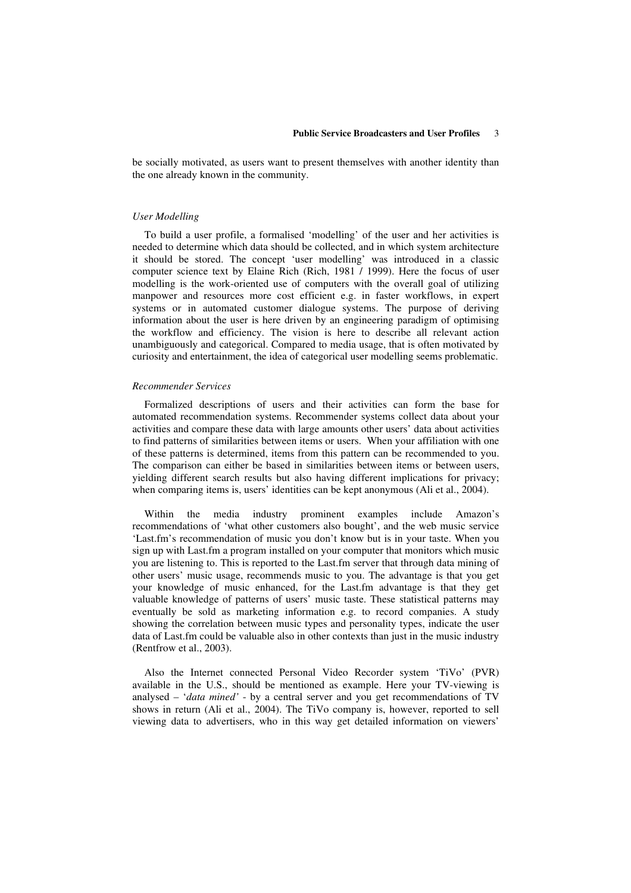be socially motivated, as users want to present themselves with another identity than the one already known in the community.

### *User Modelling*

To build a user profile, a formalised 'modelling' of the user and her activities is needed to determine which data should be collected, and in which system architecture it should be stored. The concept 'user modelling' was introduced in a classic computer science text by Elaine Rich (Rich, 1981 / 1999). Here the focus of user modelling is the work-oriented use of computers with the overall goal of utilizing manpower and resources more cost efficient e.g. in faster workflows, in expert systems or in automated customer dialogue systems. The purpose of deriving information about the user is here driven by an engineering paradigm of optimising the workflow and efficiency. The vision is here to describe all relevant action unambiguously and categorical. Compared to media usage, that is often motivated by curiosity and entertainment, the idea of categorical user modelling seems problematic.

### *Recommender Services*

Formalized descriptions of users and their activities can form the base for automated recommendation systems. Recommender systems collect data about your activities and compare these data with large amounts other users' data about activities to find patterns of similarities between items or users. When your affiliation with one of these patterns is determined, items from this pattern can be recommended to you. The comparison can either be based in similarities between items or between users, yielding different search results but also having different implications for privacy; when comparing items is, users' identities can be kept anonymous (Ali et al., 2004).

Within the media industry prominent examples include Amazon's recommendations of 'what other customers also bought', and the web music service 'Last.fm's recommendation of music you don't know but is in your taste. When you sign up with Last.fm a program installed on your computer that monitors which music you are listening to. This is reported to the Last.fm server that through data mining of other users' music usage, recommends music to you. The advantage is that you get your knowledge of music enhanced, for the Last.fm advantage is that they get valuable knowledge of patterns of users' music taste. These statistical patterns may eventually be sold as marketing information e.g. to record companies. A study showing the correlation between music types and personality types, indicate the user data of Last.fm could be valuable also in other contexts than just in the music industry (Rentfrow et al., 2003).

Also the Internet connected Personal Video Recorder system 'TiVo' (PVR) available in the U.S., should be mentioned as example. Here your TV-viewing is analysed – '*data mined'* - by a central server and you get recommendations of TV shows in return (Ali et al., 2004). The TiVo company is, however, reported to sell viewing data to advertisers, who in this way get detailed information on viewers'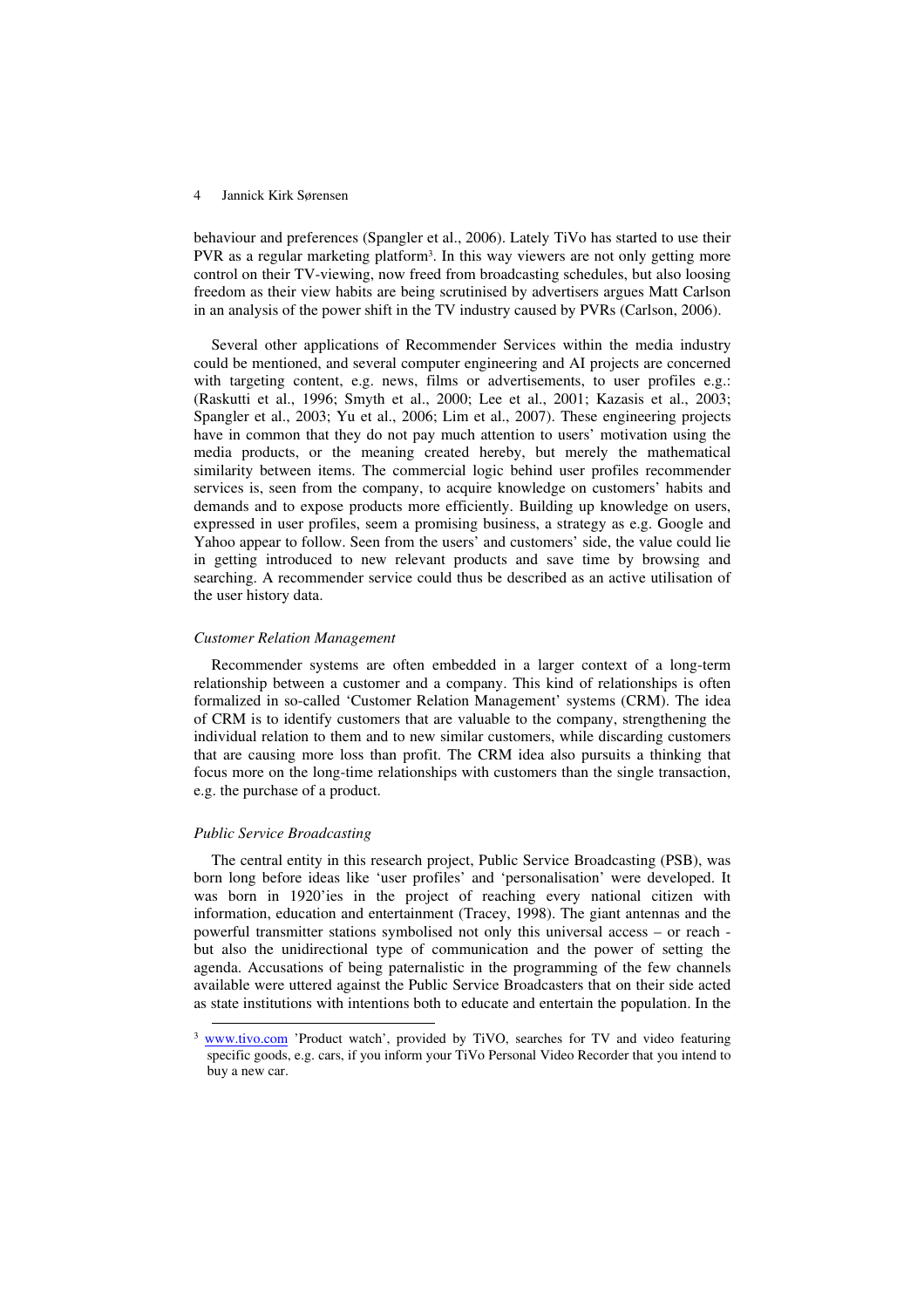behaviour and preferences (Spangler et al., 2006). Lately TiVo has started to use their PVR as a regular marketing platform[3]. In this way viewers are not only getting more control on their TV-viewing, now freed from broadcasting schedules, but also loosing freedom as their view habits are being scrutinised by advertisers argues Matt Carlson in an analysis of the power shift in the TV industry caused by PVRs (Carlson, 2006).

Several other applications of Recommender Services within the media industry could be mentioned, and several computer engineering and AI projects are concerned with targeting content, e.g. news, films or advertisements, to user profiles e.g.: (Raskutti et al., 1996; Smyth et al., 2000; Lee et al., 2001; Kazasis et al., 2003; Spangler et al., 2003; Yu et al., 2006; Lim et al., 2007). These engineering projects have in common that they do not pay much attention to users' motivation using the media products, or the meaning created hereby, but merely the mathematical similarity between items. The commercial logic behind user profiles recommender services is, seen from the company, to acquire knowledge on customers' habits and demands and to expose products more efficiently. Building up knowledge on users, expressed in user profiles, seem a promising business, a strategy as e.g. Google and Yahoo appear to follow. Seen from the users' and customers' side, the value could lie in getting introduced to new relevant products and save time by browsing and searching. A recommender service could thus be described as an active utilisation of the user history data.

*Customer Relation Management*

Recommender systems are often embedded in a larger context of a long-term relationship between a customer and a company. This kind of relationships is often formalized in so-called 'Customer Relation Management' systems (CRM). The idea of CRM is to identify customers that are valuable to the company, strengthening the individual relation to them and to new similar customers, while discarding customers that are causing more loss than profit. The CRM idea also pursuits a thinking that focus more on the long-time relationships with customers than the single transaction, e.g. the purchase of a product.

*Public Service Broadcasting*

The central entity in this research project, Public Service Broadcasting (PSB), was born long before ideas like 'user profiles' and 'personalisation' were developed. It was born in 1920'ies in the project of reaching every national citizen with information, education and entertainment (Tracey, 1998). The giant antennas and the powerful transmitter stations symbolised not only this universal access – or reach - but also the unidirectional type of communication and the power of setting the agenda. Accusations of being paternalistic in the programming of the few channels available were uttered against the Public Service Broadcasters that on their side acted as state institutions with intentions both to educate and entertain the population. In the

[3] www.tivo.com 'Product watch', provided by TiVO, searches for TV and video featuring specific goods, e.g. cars, if you inform your TiVo Personal Video Recorder that you intend to buy a new car.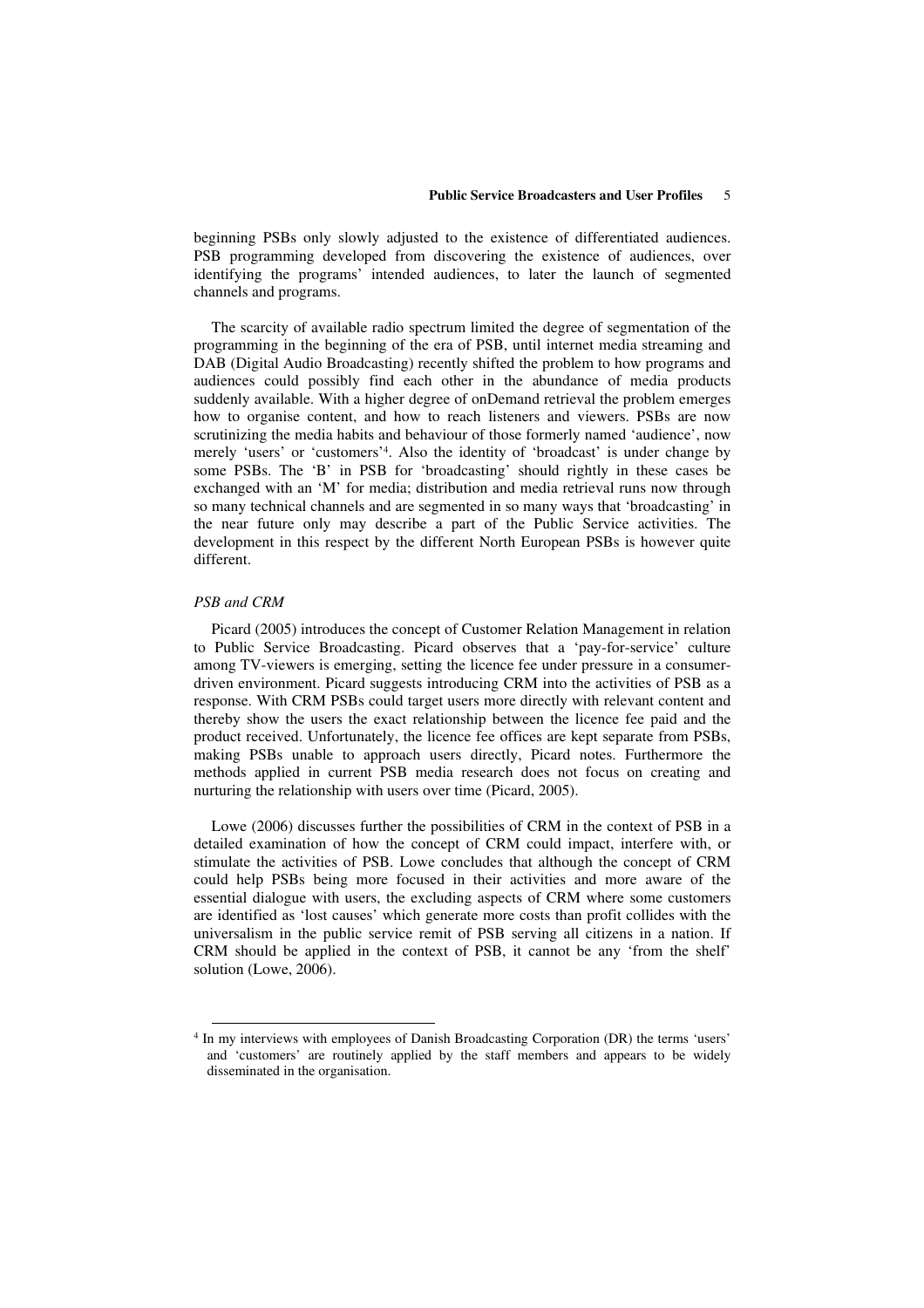beginning PSBs only slowly adjusted to the existence of differentiated audiences. PSB programming developed from discovering the existence of audiences, over identifying the programs' intended audiences, to later the launch of segmented channels and programs.

The scarcity of available radio spectrum limited the degree of segmentation of the programming in the beginning of the era of PSB, until internet media streaming and DAB (Digital Audio Broadcasting) recently shifted the problem to how programs and audiences could possibly find each other in the abundance of media products suddenly available. With a higher degree of onDemand retrieval the problem emerges how to organise content, and how to reach listeners and viewers. PSBs are now scrutinizing the media habits and behaviour of those formerly named 'audience', now merely 'users' or 'customers'[4]. Also the identity of 'broadcast' is under change by some PSBs. The 'B' in PSB for 'broadcasting' should rightly in these cases be exchanged with an 'M' for media; distribution and media retrieval runs now through so many technical channels and are segmented in so many ways that 'broadcasting' in the near future only may describe a part of the Public Service activities. The development in this respect by the different North European PSBs is however quite different.

*PSB and CRM*

Picard (2005) introduces the concept of Customer Relation Management in relation to Public Service Broadcasting. Picard observes that a 'pay-for-service' culture among TV-viewers is emerging, setting the licence fee under pressure in a consumer-driven environment. Picard suggests introducing CRM into the activities of PSB as a response. With CRM PSBs could target users more directly with relevant content and thereby show the users the exact relationship between the licence fee paid and the product received. Unfortunately, the licence fee offices are kept separate from PSBs, making PSBs unable to approach users directly, Picard notes. Furthermore the methods applied in current PSB media research does not focus on creating and nurturing the relationship with users over time (Picard, 2005).

Lowe (2006) discusses further the possibilities of CRM in the context of PSB in a detailed examination of how the concept of CRM could impact, interfere with, or stimulate the activities of PSB. Lowe concludes that although the concept of CRM could help PSBs being more focused in their activities and more aware of the essential dialogue with users, the excluding aspects of CRM where some customers are identified as 'lost causes' which generate more costs than profit collides with the universalism in the public service remit of PSB serving all citizens in a nation. If CRM should be applied in the context of PSB, it cannot be any 'from the shelf' solution (Lowe, 2006).

[4] In my interviews with employees of Danish Broadcasting Corporation (DR) the terms 'users' and 'customers' are routinely applied by the staff members and appears to be widely disseminated in the organisation.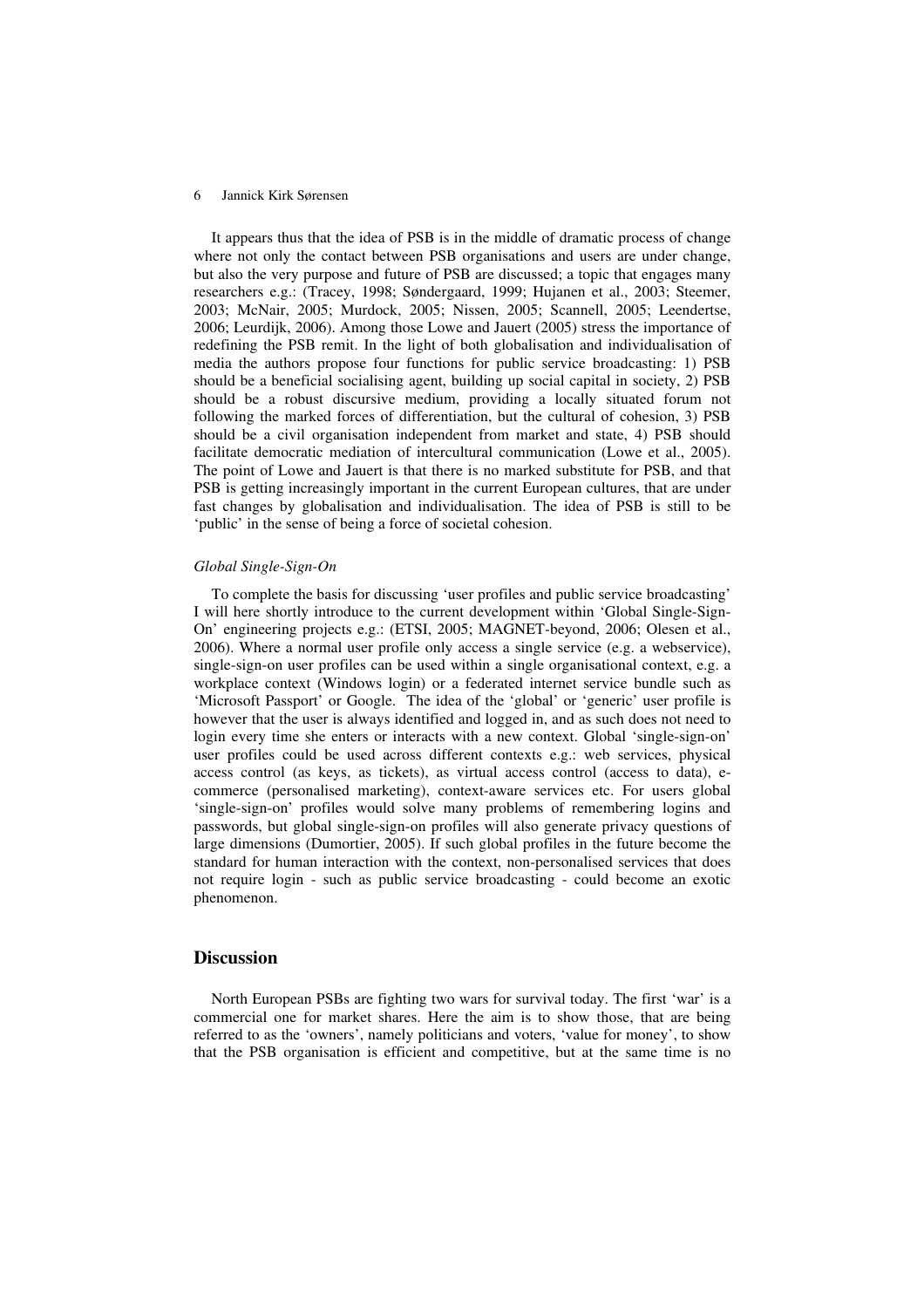It appears thus that the idea of PSB is in the middle of dramatic process of change where not only the contact between PSB organisations and users are under change, but also the very purpose and future of PSB are discussed; a topic that engages many researchers e.g.: (Tracey, 1998; Søndergaard, 1999; Hujanen et al., 2003; Steemer, 2003; McNair, 2005; Murdock, 2005; Nissen, 2005; Scannell, 2005; Leendertse, 2006; Leurdijk, 2006). Among those Lowe and Jauert (2005) stress the importance of redefining the PSB remit. In the light of both globalisation and individualisation of media the authors propose four functions for public service broadcasting: 1) PSB should be a beneficial socialising agent, building up social capital in society, 2) PSB should be a robust discursive medium, providing a locally situated forum not following the marked forces of differentiation, but the cultural of cohesion, 3) PSB should be a civil organisation independent from market and state, 4) PSB should facilitate democratic mediation of intercultural communication (Lowe et al., 2005). The point of Lowe and Jauert is that there is no marked substitute for PSB, and that PSB is getting increasingly important in the current European cultures, that are under fast changes by globalisation and individualisation. The idea of PSB is still to be 'public' in the sense of being a force of societal cohesion.

*Global Single-Sign-On*

To complete the basis for discussing 'user profiles and public service broadcasting' I will here shortly introduce to the current development within 'Global Single-Sign-On' engineering projects e.g.: (ETSI, 2005; MAGNET-beyond, 2006; Olesen et al., 2006). Where a normal user profile only access a single service (e.g. a webservice), single-sign-on user profiles can be used within a single organisational context, e.g. a workplace context (Windows login) or a federated internet service bundle such as 'Microsoft Passport' or Google. The idea of the 'global' or 'generic' user profile is however that the user is always identified and logged in, and as such does not need to login every time she enters or interacts with a new context. Global 'single-sign-on' user profiles could be used across different contexts e.g.: web services, physical access control (as keys, as tickets), as virtual access control (access to data), e-commerce (personalised marketing), context-aware services etc. For users global 'single-sign-on' profiles would solve many problems of remembering logins and passwords, but global single-sign-on profiles will also generate privacy questions of large dimensions (Dumortier, 2005). If such global profiles in the future become the standard for human interaction with the context, non-personalised services that does not require login - such as public service broadcasting - could become an exotic phenomenon.

## Discussion

North European PSBs are fighting two wars for survival today. The first 'war' is a commercial one for market shares. Here the aim is to show those, that are being referred to as the 'owners', namely politicians and voters, 'value for money', to show that the PSB organisation is efficient and competitive, but at the same time is no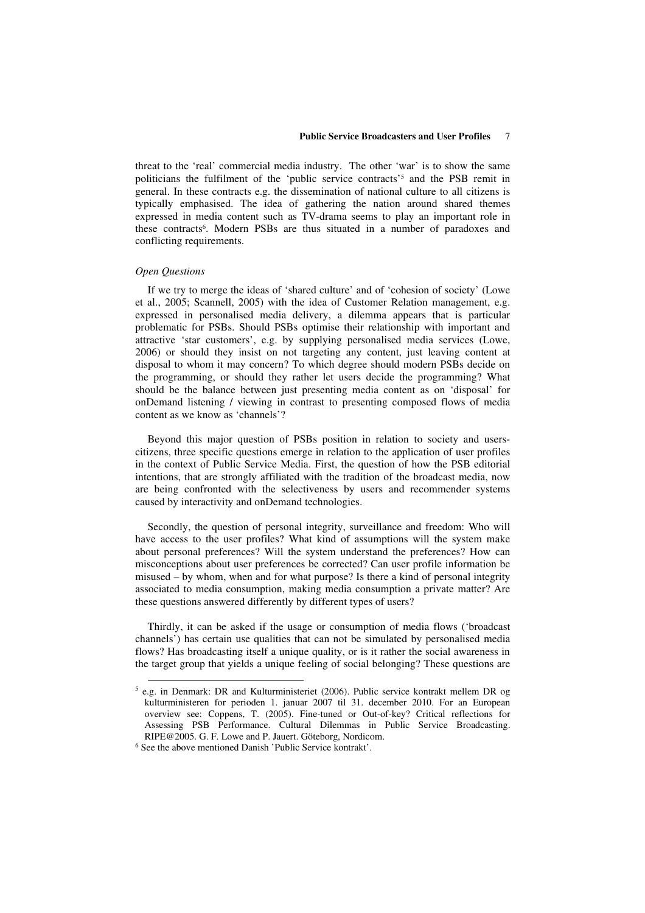threat to the 'real' commercial media industry. The other 'war' is to show the same politicians the fulfilment of the 'public service contracts'[5] and the PSB remit in general. In these contracts e.g. the dissemination of national culture to all citizens is typically emphasised. The idea of gathering the nation around shared themes expressed in media content such as TV-drama seems to play an important role in these contracts[6]. Modern PSBs are thus situated in a number of paradoxes and conflicting requirements.

*Open Questions*

If we try to merge the ideas of 'shared culture' and of 'cohesion of society' (Lowe et al., 2005; Scannell, 2005) with the idea of Customer Relation management, e.g. expressed in personalised media delivery, a dilemma appears that is particular problematic for PSBs. Should PSBs optimise their relationship with important and attractive 'star customers', e.g. by supplying personalised media services (Lowe, 2006) or should they insist on not targeting any content, just leaving content at disposal to whom it may concern? To which degree should modern PSBs decide on the programming, or should they rather let users decide the programming? What should be the balance between just presenting media content as on 'disposal' for onDemand listening / viewing in contrast to presenting composed flows of media content as we know as 'channels'?

Beyond this major question of PSBs position in relation to society and users-citizens, three specific questions emerge in relation to the application of user profiles in the context of Public Service Media. First, the question of how the PSB editorial intentions, that are strongly affiliated with the tradition of the broadcast media, now are being confronted with the selectiveness by users and recommender systems caused by interactivity and onDemand technologies.

Secondly, the question of personal integrity, surveillance and freedom: Who will have access to the user profiles? What kind of assumptions will the system make about personal preferences? Will the system understand the preferences? How can misconceptions about user preferences be corrected? Can user profile information be misused – by whom, when and for what purpose? Is there a kind of personal integrity associated to media consumption, making media consumption a private matter? Are these questions answered differently by different types of users?

Thirdly, it can be asked if the usage or consumption of media flows ('broadcast channels') has certain use qualities that can not be simulated by personalised media flows? Has broadcasting itself a unique quality, or is it rather the social awareness in the target group that yields a unique feeling of social belonging? These questions are

---

[5] e.g. in Denmark: DR and Kulturministeriet (2006). Public service kontrakt mellem DR og kulturministeren for perioden 1. januar 2007 til 31. december 2010. For an European overview see: Coppens, T. (2005). Fine-tuned or Out-of-key? Critical reflections for Assessing PSB Performance. Cultural Dilemmas in Public Service Broadcasting. RIPE@2005. G. F. Lowe and P. Jauert. Göteborg, Nordicom.

[6] See the above mentioned Danish 'Public Service kontrakt'.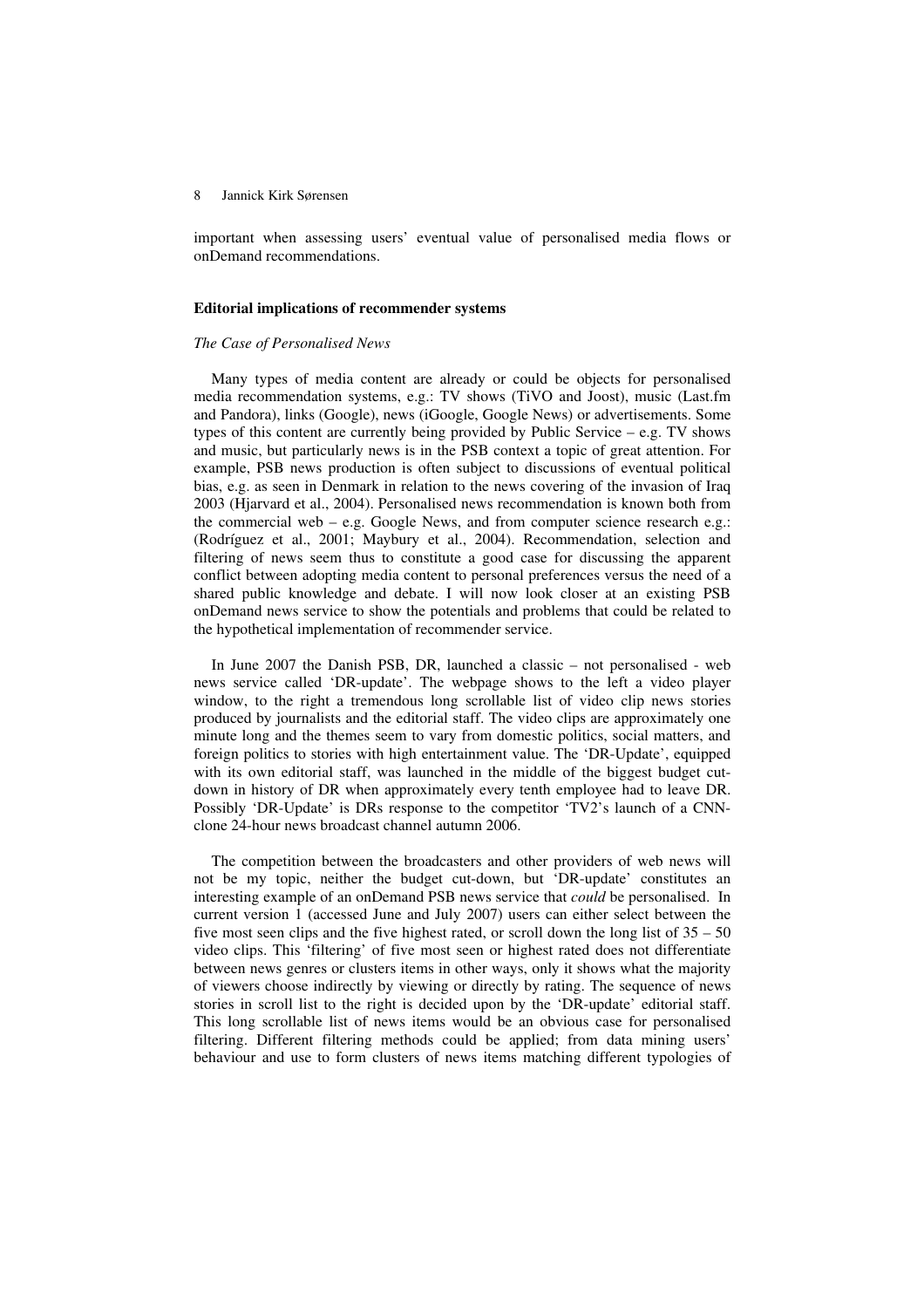important when assessing users' eventual value of personalised media flows or onDemand recommendations.

**Editorial implications of recommender systems**

*The Case of Personalised News*

Many types of media content are already or could be objects for personalised media recommendation systems, e.g.: TV shows (TiVO and Joost), music (Last.fm and Pandora), links (Google), news (iGoogle, Google News) or advertisements. Some types of this content are currently being provided by Public Service – e.g. TV shows and music, but particularly news is in the PSB context a topic of great attention. For example, PSB news production is often subject to discussions of eventual political bias, e.g. as seen in Denmark in relation to the news covering of the invasion of Iraq 2003 (Hjarvard et al., 2004). Personalised news recommendation is known both from the commercial web – e.g. Google News, and from computer science research e.g.: (Rodríguez et al., 2001; Maybury et al., 2004). Recommendation, selection and filtering of news seem thus to constitute a good case for discussing the apparent conflict between adopting media content to personal preferences versus the need of a shared public knowledge and debate. I will now look closer at an existing PSB onDemand news service to show the potentials and problems that could be related to the hypothetical implementation of recommender service.

In June 2007 the Danish PSB, DR, launched a classic – not personalised - web news service called 'DR-update'. The webpage shows to the left a video player window, to the right a tremendous long scrollable list of video clip news stories produced by journalists and the editorial staff. The video clips are approximately one minute long and the themes seem to vary from domestic politics, social matters, and foreign politics to stories with high entertainment value. The 'DR-Update', equipped with its own editorial staff, was launched in the middle of the biggest budget cut-down in history of DR when approximately every tenth employee had to leave DR. Possibly 'DR-Update' is DRs response to the competitor 'TV2's launch of a CNN-clone 24-hour news broadcast channel autumn 2006.

The competition between the broadcasters and other providers of web news will not be my topic, neither the budget cut-down, but 'DR-update' constitutes an interesting example of an onDemand PSB news service that *could* be personalised. In current version 1 (accessed June and July 2007) users can either select between the five most seen clips and the five highest rated, or scroll down the long list of 35 – 50 video clips. This 'filtering' of five most seen or highest rated does not differentiate between news genres or clusters items in other ways, only it shows what the majority of viewers choose indirectly by viewing or directly by rating. The sequence of news stories in scroll list to the right is decided upon by the 'DR-update' editorial staff. This long scrollable list of news items would be an obvious case for personalised filtering. Different filtering methods could be applied; from data mining users' behaviour and use to form clusters of news items matching different typologies of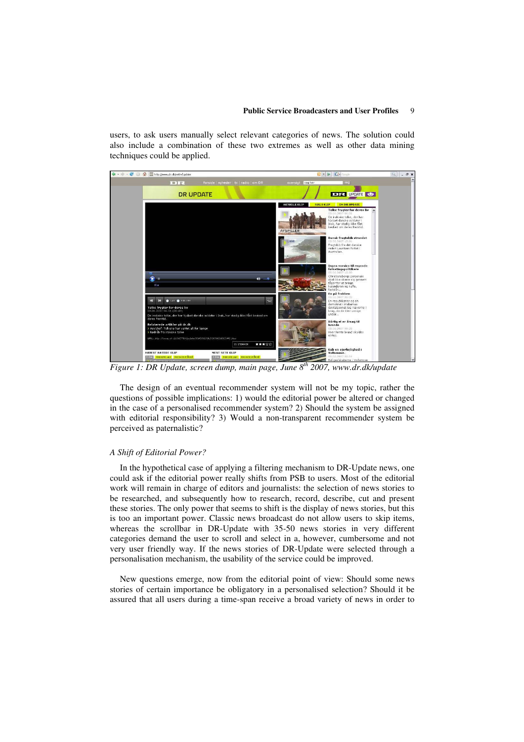users, to ask users manually select relevant categories of news. The solution could also include a combination of these two extremes as well as other data mining techniques could be applied.

*Figure 1: DR Update, screen dump, main page, June 8th 2007, www.dr.dk/update*

The design of an eventual recommender system will not be my topic, rather the questions of possible implications: 1) would the editorial power be altered or changed in the case of a personalised recommender system? 2) Should the system be assigned with editorial responsibility? 3) Would a non-transparent recommender system be perceived as paternalistic?

*A Shift of Editorial Power?*

In the hypothetical case of applying a filtering mechanism to DR-Update news, one could ask if the editorial power really shifts from PSB to users. Most of the editorial work will remain in charge of editors and journalists: the selection of news stories to be researched, and subsequently how to research, record, describe, cut and present these stories. The only power that seems to shift is the display of news stories, but this is too an important power. Classic news broadcast do not allow users to skip items, whereas the scrollbar in DR-Update with 35-50 news stories in very different categories demand the user to scroll and select in a, however, cumbersome and not very user friendly way. If the news stories of DR-Update were selected through a personalisation mechanism, the usability of the service could be improved.

New questions emerge, now from the editorial point of view: Should some news stories of certain importance be obligatory in a personalised selection? Should it be assured that all users during a time-span receive a broad variety of news in order to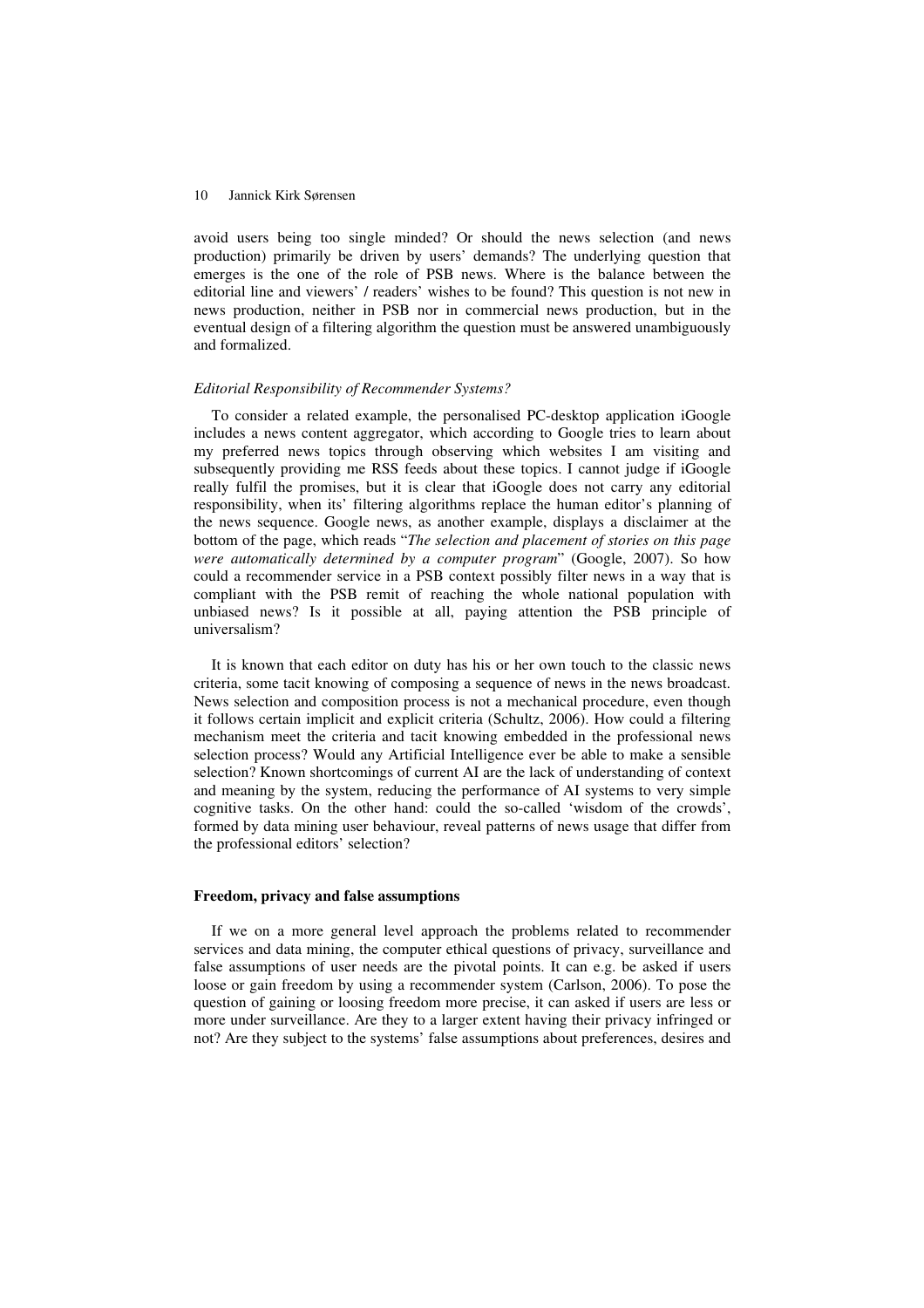avoid users being too single minded? Or should the news selection (and news production) primarily be driven by users' demands? The underlying question that emerges is the one of the role of PSB news. Where is the balance between the editorial line and viewers' / readers' wishes to be found? This question is not new in news production, neither in PSB nor in commercial news production, but in the eventual design of a filtering algorithm the question must be answered unambiguously and formalized.

### *Editorial Responsibility of Recommender Systems?*

To consider a related example, the personalised PC-desktop application iGoogle includes a news content aggregator, which according to Google tries to learn about my preferred news topics through observing which websites I am visiting and subsequently providing me RSS feeds about these topics. I cannot judge if iGoogle really fulfil the promises, but it is clear that iGoogle does not carry any editorial responsibility, when its' filtering algorithms replace the human editor's planning of the news sequence. Google news, as another example, displays a disclaimer at the bottom of the page, which reads "*The selection and placement of stories on this page were automatically determined by a computer program*" (Google, 2007). So how could a recommender service in a PSB context possibly filter news in a way that is compliant with the PSB remit of reaching the whole national population with unbiased news? Is it possible at all, paying attention the PSB principle of universalism?

It is known that each editor on duty has his or her own touch to the classic news criteria, some tacit knowing of composing a sequence of news in the news broadcast. News selection and composition process is not a mechanical procedure, even though it follows certain implicit and explicit criteria (Schultz, 2006). How could a filtering mechanism meet the criteria and tacit knowing embedded in the professional news selection process? Would any Artificial Intelligence ever be able to make a sensible selection? Known shortcomings of current AI are the lack of understanding of context and meaning by the system, reducing the performance of AI systems to very simple cognitive tasks. On the other hand: could the so-called 'wisdom of the crowds', formed by data mining user behaviour, reveal patterns of news usage that differ from the professional editors' selection?

## **Freedom, privacy and false assumptions**

If we on a more general level approach the problems related to recommender services and data mining, the computer ethical questions of privacy, surveillance and false assumptions of user needs are the pivotal points. It can e.g. be asked if users loose or gain freedom by using a recommender system (Carlson, 2006). To pose the question of gaining or loosing freedom more precise, it can asked if users are less or more under surveillance. Are they to a larger extent having their privacy infringed or not? Are they subject to the systems' false assumptions about preferences, desires and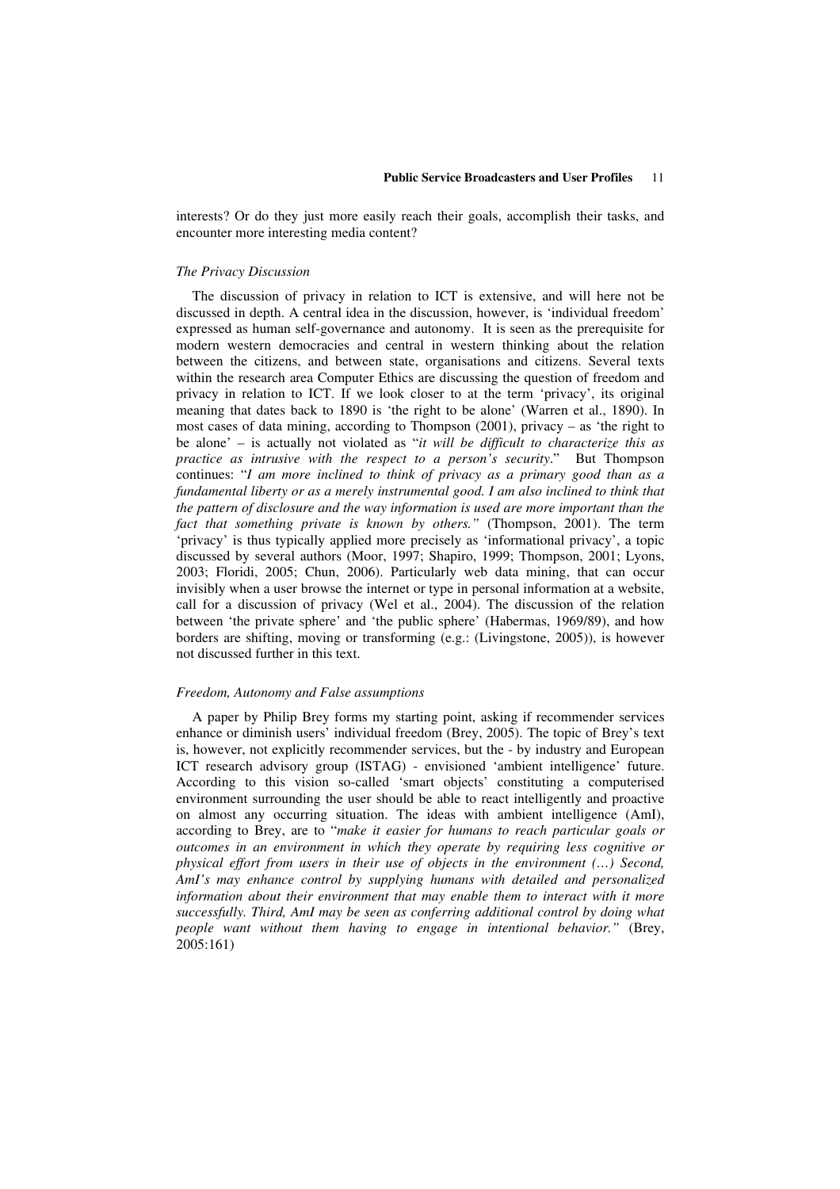interests? Or do they just more easily reach their goals, accomplish their tasks, and encounter more interesting media content?

### *The Privacy Discussion*

The discussion of privacy in relation to ICT is extensive, and will here not be discussed in depth. A central idea in the discussion, however, is 'individual freedom' expressed as human self-governance and autonomy. It is seen as the prerequisite for modern western democracies and central in western thinking about the relation between the citizens, and between state, organisations and citizens. Several texts within the research area Computer Ethics are discussing the question of freedom and privacy in relation to ICT. If we look closer to at the term 'privacy', its original meaning that dates back to 1890 is 'the right to be alone' (Warren et al., 1890). In most cases of data mining, according to Thompson (2001), privacy – as 'the right to be alone' – is actually not violated as "*it will be difficult to characterize this as practice as intrusive with the respect to a person's security*." But Thompson continues: "*I am more inclined to think of privacy as a primary good than as a fundamental liberty or as a merely instrumental good. I am also inclined to think that the pattern of disclosure and the way information is used are more important than the fact that something private is known by others."* (Thompson, 2001). The term 'privacy' is thus typically applied more precisely as 'informational privacy', a topic discussed by several authors (Moor, 1997; Shapiro, 1999; Thompson, 2001; Lyons, 2003; Floridi, 2005; Chun, 2006). Particularly web data mining, that can occur invisibly when a user browse the internet or type in personal information at a website, call for a discussion of privacy (Wel et al., 2004). The discussion of the relation between 'the private sphere' and 'the public sphere' (Habermas, 1969/89), and how borders are shifting, moving or transforming (e.g.: (Livingstone, 2005)), is however not discussed further in this text.

### *Freedom, Autonomy and False assumptions*

A paper by Philip Brey forms my starting point, asking if recommender services enhance or diminish users' individual freedom (Brey, 2005). The topic of Brey's text is, however, not explicitly recommender services, but the - by industry and European ICT research advisory group (ISTAG) - envisioned 'ambient intelligence' future. According to this vision so-called 'smart objects' constituting a computerised environment surrounding the user should be able to react intelligently and proactive on almost any occurring situation. The ideas with ambient intelligence (AmI), according to Brey, are to "*make it easier for humans to reach particular goals or outcomes in an environment in which they operate by requiring less cognitive or physical effort from users in their use of objects in the environment (…) Second, AmI's may enhance control by supplying humans with detailed and personalized information about their environment that may enable them to interact with it more successfully. Third, AmI may be seen as conferring additional control by doing what people want without them having to engage in intentional behavior."* (Brey, 2005:161)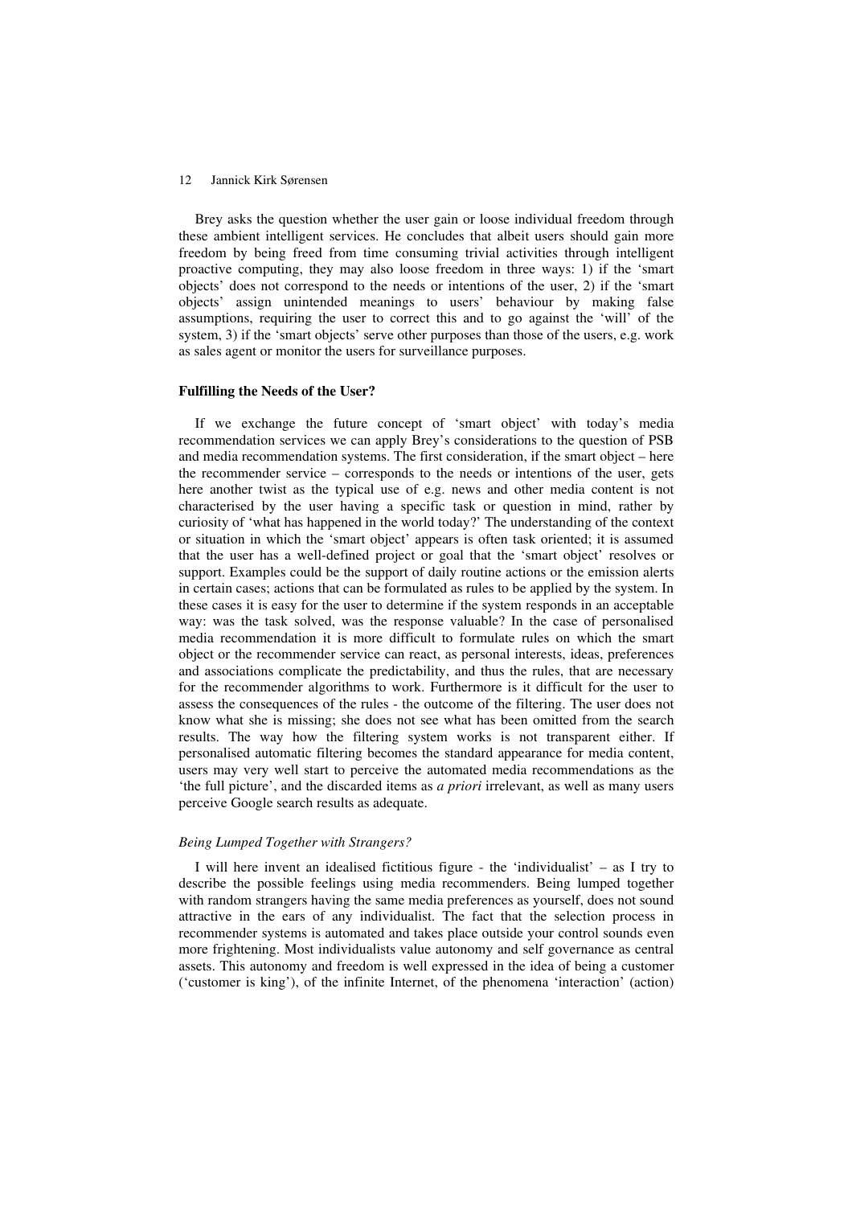Brey asks the question whether the user gain or loose individual freedom through these ambient intelligent services. He concludes that albeit users should gain more freedom by being freed from time consuming trivial activities through intelligent proactive computing, they may also loose freedom in three ways: 1) if the 'smart objects' does not correspond to the needs or intentions of the user, 2) if the 'smart objects' assign unintended meanings to users' behaviour by making false assumptions, requiring the user to correct this and to go against the 'will' of the system, 3) if the 'smart objects' serve other purposes than those of the users, e.g. work as sales agent or monitor the users for surveillance purposes.

### Fulfilling the Needs of the User?

If we exchange the future concept of 'smart object' with today's media recommendation services we can apply Brey's considerations to the question of PSB and media recommendation systems. The first consideration, if the smart object – here the recommender service – corresponds to the needs or intentions of the user, gets here another twist as the typical use of e.g. news and other media content is not characterised by the user having a specific task or question in mind, rather by curiosity of 'what has happened in the world today?' The understanding of the context or situation in which the 'smart object' appears is often task oriented; it is assumed that the user has a well-defined project or goal that the 'smart object' resolves or support. Examples could be the support of daily routine actions or the emission alerts in certain cases; actions that can be formulated as rules to be applied by the system. In these cases it is easy for the user to determine if the system responds in an acceptable way: was the task solved, was the response valuable? In the case of personalised media recommendation it is more difficult to formulate rules on which the smart object or the recommender service can react, as personal interests, ideas, preferences and associations complicate the predictability, and thus the rules, that are necessary for the recommender algorithms to work. Furthermore is it difficult for the user to assess the consequences of the rules - the outcome of the filtering. The user does not know what she is missing; she does not see what has been omitted from the search results. The way how the filtering system works is not transparent either. If personalised automatic filtering becomes the standard appearance for media content, users may very well start to perceive the automated media recommendations as the 'the full picture', and the discarded items as *a priori* irrelevant, as well as many users perceive Google search results as adequate.

#### *Being Lumped Together with Strangers?*

I will here invent an idealised fictitious figure - the 'individualist' – as I try to describe the possible feelings using media recommenders. Being lumped together with random strangers having the same media preferences as yourself, does not sound attractive in the ears of any individualist. The fact that the selection process in recommender systems is automated and takes place outside your control sounds even more frightening. Most individualists value autonomy and self governance as central assets. This autonomy and freedom is well expressed in the idea of being a customer ('customer is king'), of the infinite Internet, of the phenomena 'interaction' (action)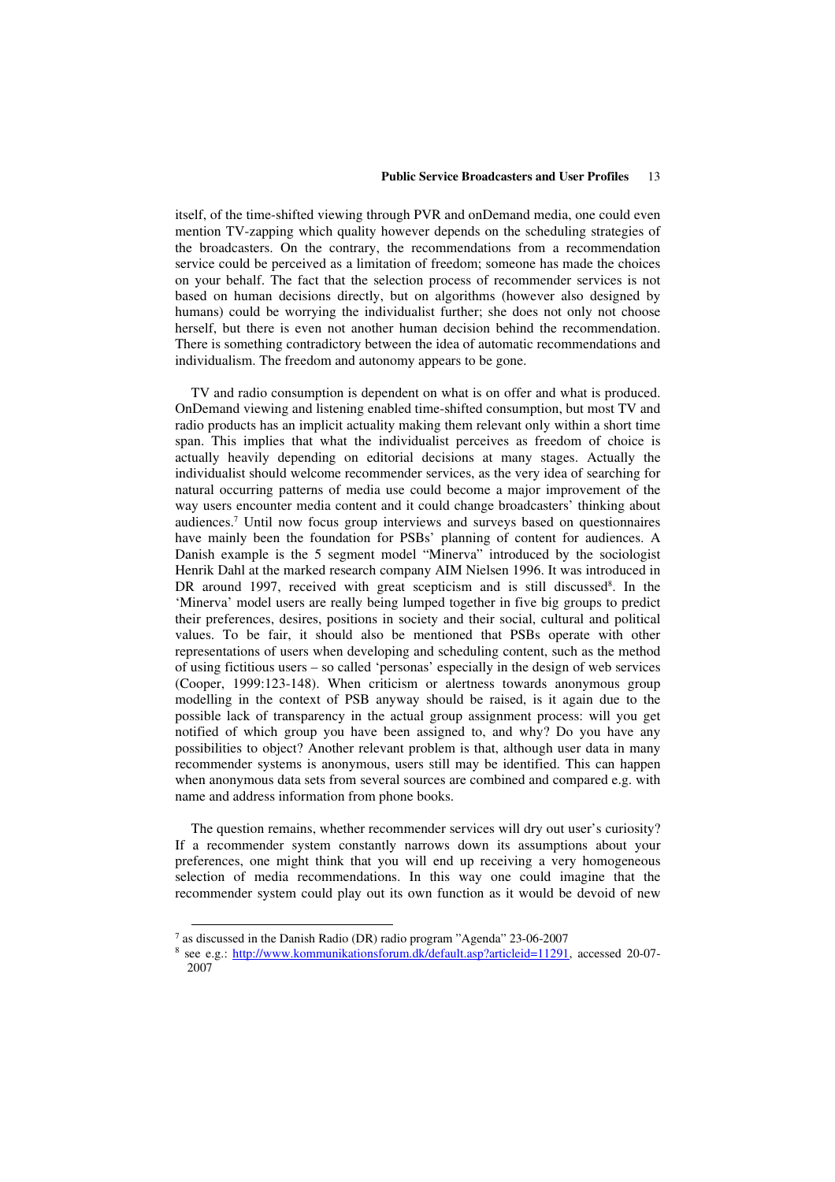itself, of the time-shifted viewing through PVR and onDemand media, one could even mention TV-zapping which quality however depends on the scheduling strategies of the broadcasters. On the contrary, the recommendations from a recommendation service could be perceived as a limitation of freedom; someone has made the choices on your behalf. The fact that the selection process of recommender services is not based on human decisions directly, but on algorithms (however also designed by humans) could be worrying the individualist further; she does not only not choose herself, but there is even not another human decision behind the recommendation. There is something contradictory between the idea of automatic recommendations and individualism. The freedom and autonomy appears to be gone.

TV and radio consumption is dependent on what is on offer and what is produced. OnDemand viewing and listening enabled time-shifted consumption, but most TV and radio products has an implicit actuality making them relevant only within a short time span. This implies that what the individualist perceives as freedom of choice is actually heavily depending on editorial decisions at many stages. Actually the individualist should welcome recommender services, as the very idea of searching for natural occurring patterns of media use could become a major improvement of the way users encounter media content and it could change broadcasters' thinking about audiences.[7] Until now focus group interviews and surveys based on questionnaires have mainly been the foundation for PSBs' planning of content for audiences. A Danish example is the 5 segment model "Minerva" introduced by the sociologist Henrik Dahl at the marked research company AIM Nielsen 1996. It was introduced in DR around 1997, received with great scepticism and is still discussed[8]. In the 'Minerva' model users are really being lumped together in five big groups to predict their preferences, desires, positions in society and their social, cultural and political values. To be fair, it should also be mentioned that PSBs operate with other representations of users when developing and scheduling content, such as the method of using fictitious users – so called 'personas' especially in the design of web services (Cooper, 1999:123-148). When criticism or alertness towards anonymous group modelling in the context of PSB anyway should be raised, is it again due to the possible lack of transparency in the actual group assignment process: will you get notified of which group you have been assigned to, and why? Do you have any possibilities to object? Another relevant problem is that, although user data in many recommender systems is anonymous, users still may be identified. This can happen when anonymous data sets from several sources are combined and compared e.g. with name and address information from phone books.

The question remains, whether recommender services will dry out user's curiosity? If a recommender system constantly narrows down its assumptions about your preferences, one might think that you will end up receiving a very homogeneous selection of media recommendations. In this way one could imagine that the recommender system could play out its own function as it would be devoid of new

---

[7] as discussed in the Danish Radio (DR) radio program "Agenda" 23-06-2007

[8] see e.g.: http://www.kommunikationsforum.dk/default.asp?articleid=11291, accessed 20-07-2007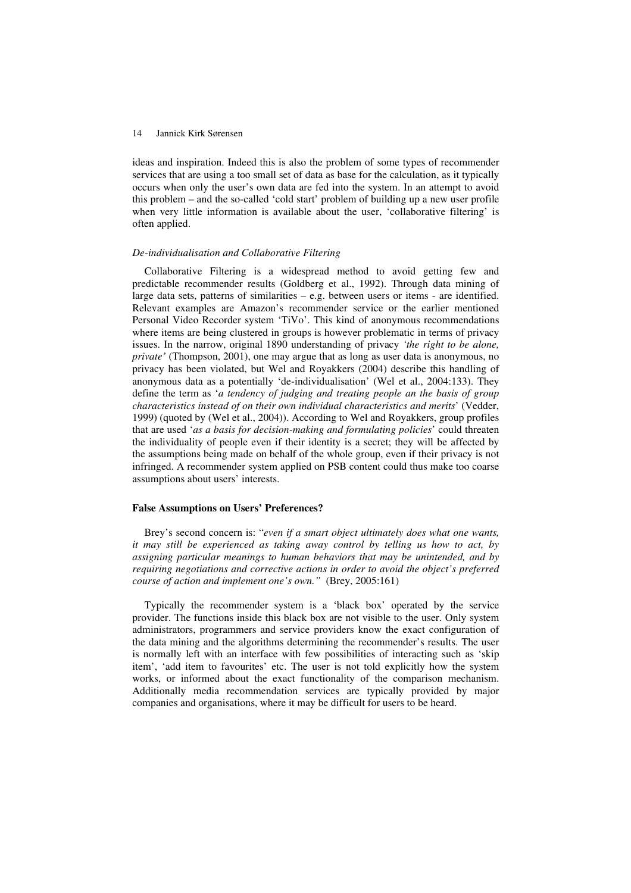ideas and inspiration. Indeed this is also the problem of some types of recommender services that are using a too small set of data as base for the calculation, as it typically occurs when only the user's own data are fed into the system. In an attempt to avoid this problem – and the so-called 'cold start' problem of building up a new user profile when very little information is available about the user, 'collaborative filtering' is often applied.

### *De-individualisation and Collaborative Filtering*

Collaborative Filtering is a widespread method to avoid getting few and predictable recommender results (Goldberg et al., 1992). Through data mining of large data sets, patterns of similarities – e.g. between users or items - are identified. Relevant examples are Amazon's recommender service or the earlier mentioned Personal Video Recorder system 'TiVo'. This kind of anonymous recommendations where items are being clustered in groups is however problematic in terms of privacy issues. In the narrow, original 1890 understanding of privacy *'the right to be alone, private'* (Thompson, 2001), one may argue that as long as user data is anonymous, no privacy has been violated, but Wel and Royakkers (2004) describe this handling of anonymous data as a potentially 'de-individualisation' (Wel et al., 2004:133). They define the term as '*a tendency of judging and treating people an the basis of group characteristics instead of on their own individual characteristics and merits*' (Vedder, 1999) (quoted by (Wel et al., 2004)). According to Wel and Royakkers, group profiles that are used '*as a basis for decision-making and formulating policies*' could threaten the individuality of people even if their identity is a secret; they will be affected by the assumptions being made on behalf of the whole group, even if their privacy is not infringed. A recommender system applied on PSB content could thus make too coarse assumptions about users' interests.

## **False Assumptions on Users' Preferences?**

Brey's second concern is: "*even if a smart object ultimately does what one wants, it may still be experienced as taking away control by telling us how to act, by assigning particular meanings to human behaviors that may be unintended, and by requiring negotiations and corrective actions in order to avoid the object's preferred course of action and implement one's own."* (Brey, 2005:161)

Typically the recommender system is a 'black box' operated by the service provider. The functions inside this black box are not visible to the user. Only system administrators, programmers and service providers know the exact configuration of the data mining and the algorithms determining the recommender's results. The user is normally left with an interface with few possibilities of interacting such as 'skip item', 'add item to favourites' etc. The user is not told explicitly how the system works, or informed about the exact functionality of the comparison mechanism. Additionally media recommendation services are typically provided by major companies and organisations, where it may be difficult for users to be heard.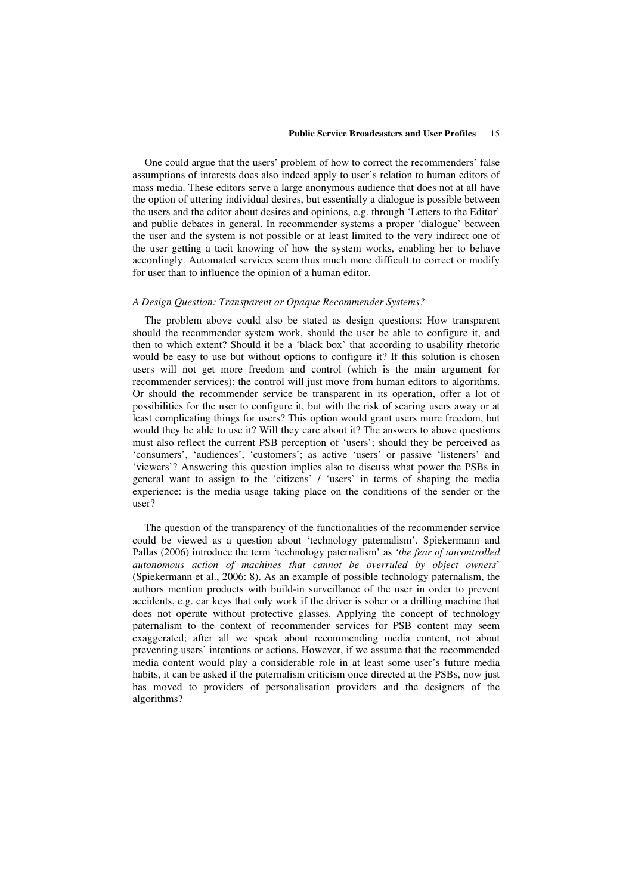One could argue that the users' problem of how to correct the recommenders' false assumptions of interests does also indeed apply to user's relation to human editors of mass media. These editors serve a large anonymous audience that does not at all have the option of uttering individual desires, but essentially a dialogue is possible between the users and the editor about desires and opinions, e.g. through 'Letters to the Editor' and public debates in general. In recommender systems a proper 'dialogue' between the user and the system is not possible or at least limited to the very indirect one of the user getting a tacit knowing of how the system works, enabling her to behave accordingly. Automated services seem thus much more difficult to correct or modify for user than to influence the opinion of a human editor.

### *A Design Question: Transparent or Opaque Recommender Systems?*

The problem above could also be stated as design questions: How transparent should the recommender system work, should the user be able to configure it, and then to which extent? Should it be a 'black box' that according to usability rhetoric would be easy to use but without options to configure it? If this solution is chosen users will not get more freedom and control (which is the main argument for recommender services); the control will just move from human editors to algorithms. Or should the recommender service be transparent in its operation, offer a lot of possibilities for the user to configure it, but with the risk of scaring users away or at least complicating things for users? This option would grant users more freedom, but would they be able to use it? Will they care about it? The answers to above questions must also reflect the current PSB perception of 'users'; should they be perceived as 'consumers', 'audiences', 'customers'; as active 'users' or passive 'listeners' and 'viewers'? Answering this question implies also to discuss what power the PSBs in general want to assign to the 'citizens' / 'users' in terms of shaping the media experience: is the media usage taking place on the conditions of the sender or the user?

The question of the transparency of the functionalities of the recommender service could be viewed as a question about 'technology paternalism'. Spiekermann and Pallas (2006) introduce the term 'technology paternalism' as *'the fear of uncontrolled autonomous action of machines that cannot be overruled by object owners'* (Spiekermann et al., 2006: 8). As an example of possible technology paternalism, the authors mention products with build-in surveillance of the user in order to prevent accidents, e.g. car keys that only work if the driver is sober or a drilling machine that does not operate without protective glasses. Applying the concept of technology paternalism to the context of recommender services for PSB content may seem exaggerated; after all we speak about recommending media content, not about preventing users' intentions or actions. However, if we assume that the recommended media content would play a considerable role in at least some user's future media habits, it can be asked if the paternalism criticism once directed at the PSBs, now just has moved to providers of personalisation providers and the designers of the algorithms?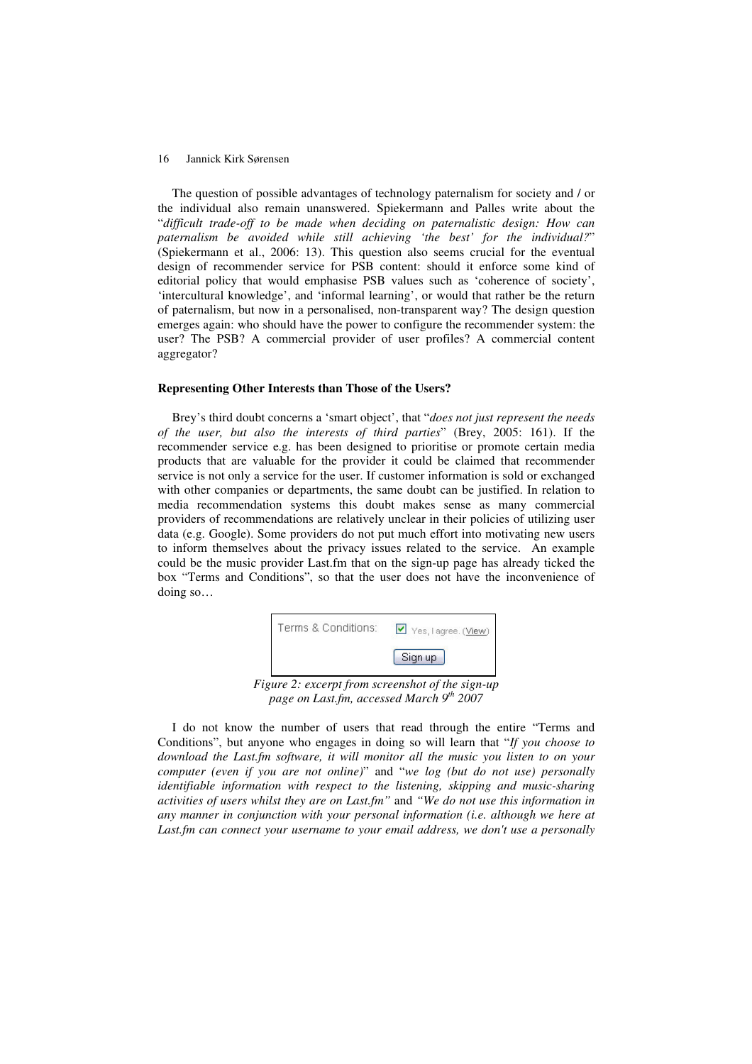The question of possible advantages of technology paternalism for society and / or the individual also remain unanswered. Spiekermann and Palles write about the "*difficult trade-off to be made when deciding on paternalistic design: How can paternalism be avoided while still achieving 'the best' for the individual?*" (Spiekermann et al., 2006: 13). This question also seems crucial for the eventual design of recommender service for PSB content: should it enforce some kind of editorial policy that would emphasise PSB values such as 'coherence of society', 'intercultural knowledge', and 'informal learning', or would that rather be the return of paternalism, but now in a personalised, non-transparent way? The design question emerges again: who should have the power to configure the recommender system: the user? The PSB? A commercial provider of user profiles? A commercial content aggregator?

**Representing Other Interests than Those of the Users?**

Brey's third doubt concerns a 'smart object', that "*does not just represent the needs of the user, but also the interests of third parties*" (Brey, 2005: 161). If the recommender service e.g. has been designed to prioritise or promote certain media products that are valuable for the provider it could be claimed that recommender service is not only a service for the user. If customer information is sold or exchanged with other companies or departments, the same doubt can be justified. In relation to media recommendation systems this doubt makes sense as many commercial providers of recommendations are relatively unclear in their policies of utilizing user data (e.g. Google). Some providers do not put much effort into motivating new users to inform themselves about the privacy issues related to the service. An example could be the music provider Last.fm that on the sign-up page has already ticked the box "Terms and Conditions", so that the user does not have the inconvenience of doing so…

Terms & Conditions: ☑ Yes, I agree. (View)

Sign up

*Figure 2: excerpt from screenshot of the sign-up page on Last.fm, accessed March 9th 2007*

I do not know the number of users that read through the entire "Terms and Conditions", but anyone who engages in doing so will learn that "*If you choose to download the Last.fm software, it will monitor all the music you listen to on your computer (even if you are not online)*" and "*we log (but do not use) personally identifiable information with respect to the listening, skipping and music-sharing activities of users whilst they are on Last.fm"* and *"We do not use this information in any manner in conjunction with your personal information (i.e. although we here at Last.fm can connect your username to your email address, we don't use a personally*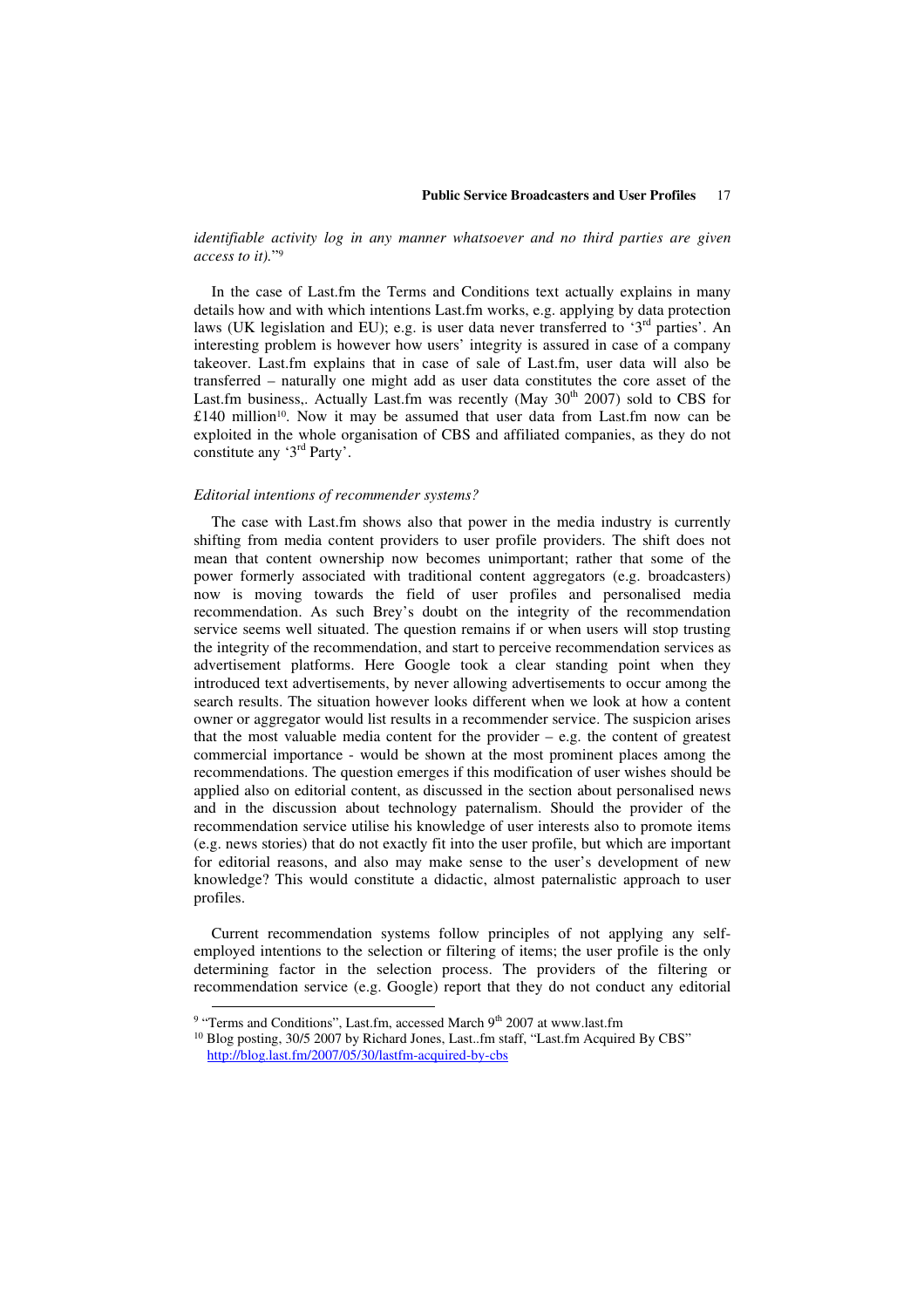*identifiable activity log in any manner whatsoever and no third parties are given access to it).*"[9]

In the case of Last.fm the Terms and Conditions text actually explains in many details how and with which intentions Last.fm works, e.g. applying by data protection laws (UK legislation and EU); e.g. is user data never transferred to '3rd parties'. An interesting problem is however how users' integrity is assured in case of a company takeover. Last.fm explains that in case of sale of Last.fm, user data will also be transferred – naturally one might add as user data constitutes the core asset of the Last.fm business,. Actually Last.fm was recently (May 30th 2007) sold to CBS for £140 million[10]. Now it may be assumed that user data from Last.fm now can be exploited in the whole organisation of CBS and affiliated companies, as they do not constitute any '3rd Party'.

*Editorial intentions of recommender systems?*

The case with Last.fm shows also that power in the media industry is currently shifting from media content providers to user profile providers. The shift does not mean that content ownership now becomes unimportant; rather that some of the power formerly associated with traditional content aggregators (e.g. broadcasters) now is moving towards the field of user profiles and personalised media recommendation. As such Brey's doubt on the integrity of the recommendation service seems well situated. The question remains if or when users will stop trusting the integrity of the recommendation, and start to perceive recommendation services as advertisement platforms. Here Google took a clear standing point when they introduced text advertisements, by never allowing advertisements to occur among the search results. The situation however looks different when we look at how a content owner or aggregator would list results in a recommender service. The suspicion arises that the most valuable media content for the provider – e.g. the content of greatest commercial importance - would be shown at the most prominent places among the recommendations. The question emerges if this modification of user wishes should be applied also on editorial content, as discussed in the section about personalised news and in the discussion about technology paternalism. Should the provider of the recommendation service utilise his knowledge of user interests also to promote items (e.g. news stories) that do not exactly fit into the user profile, but which are important for editorial reasons, and also may make sense to the user's development of new knowledge? This would constitute a didactic, almost paternalistic approach to user profiles.

Current recommendation systems follow principles of not applying any self-employed intentions to the selection or filtering of items; the user profile is the only determining factor in the selection process. The providers of the filtering or recommendation service (e.g. Google) report that they do not conduct any editorial

[9] "Terms and Conditions", Last.fm, accessed March 9th 2007 at www.last.fm

[10] Blog posting, 30/5 2007 by Richard Jones, Last..fm staff, "Last.fm Acquired By CBS" http://blog.last.fm/2007/05/30/lastfm-acquired-by-cbs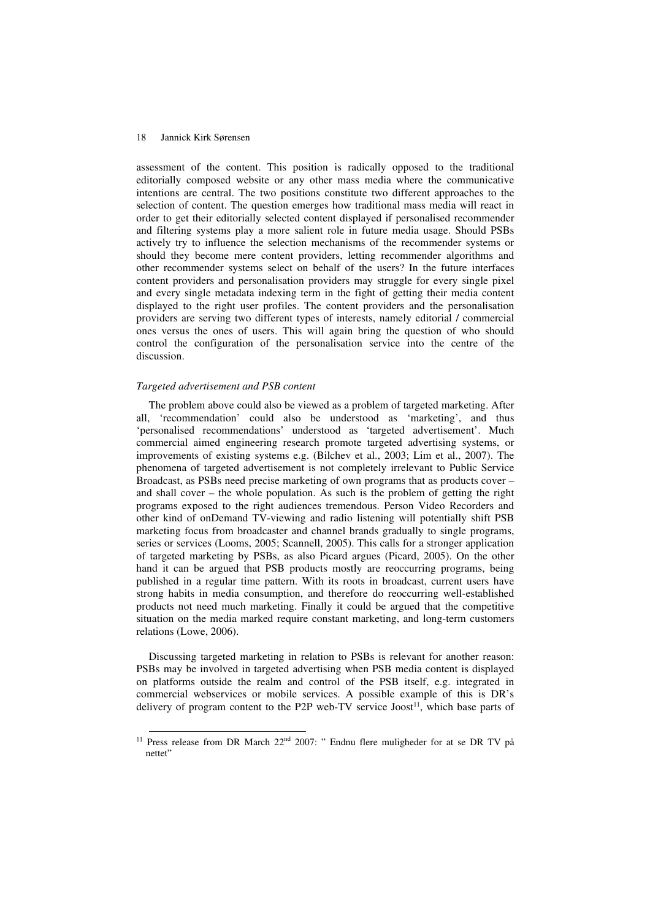assessment of the content. This position is radically opposed to the traditional editorially composed website or any other mass media where the communicative intentions are central. The two positions constitute two different approaches to the selection of content. The question emerges how traditional mass media will react in order to get their editorially selected content displayed if personalised recommender and filtering systems play a more salient role in future media usage. Should PSBs actively try to influence the selection mechanisms of the recommender systems or should they become mere content providers, letting recommender algorithms and other recommender systems select on behalf of the users? In the future interfaces content providers and personalisation providers may struggle for every single pixel and every single metadata indexing term in the fight of getting their media content displayed to the right user profiles. The content providers and the personalisation providers are serving two different types of interests, namely editorial / commercial ones versus the ones of users. This will again bring the question of who should control the configuration of the personalisation service into the centre of the discussion.

*Targeted advertisement and PSB content*

The problem above could also be viewed as a problem of targeted marketing. After all, 'recommendation' could also be understood as 'marketing', and thus 'personalised recommendations' understood as 'targeted advertisement'. Much commercial aimed engineering research promote targeted advertising systems, or improvements of existing systems e.g. (Bilchev et al., 2003; Lim et al., 2007). The phenomena of targeted advertisement is not completely irrelevant to Public Service Broadcast, as PSBs need precise marketing of own programs that as products cover – and shall cover – the whole population. As such is the problem of getting the right programs exposed to the right audiences tremendous. Person Video Recorders and other kind of onDemand TV-viewing and radio listening will potentially shift PSB marketing focus from broadcaster and channel brands gradually to single programs, series or services (Looms, 2005; Scannell, 2005). This calls for a stronger application of targeted marketing by PSBs, as also Picard argues (Picard, 2005). On the other hand it can be argued that PSB products mostly are reoccurring programs, being published in a regular time pattern. With its roots in broadcast, current users have strong habits in media consumption, and therefore do reoccurring well-established products not need much marketing. Finally it could be argued that the competitive situation on the media marked require constant marketing, and long-term customers relations (Lowe, 2006).

Discussing targeted marketing in relation to PSBs is relevant for another reason: PSBs may be involved in targeted advertising when PSB media content is displayed on platforms outside the realm and control of the PSB itself, e.g. integrated in commercial webservices or mobile services. A possible example of this is DR's delivery of program content to the P2P web-TV service Joost[11], which base parts of

[11] Press release from DR March 22nd 2007: " Endnu flere muligheder for at se DR TV på nettet"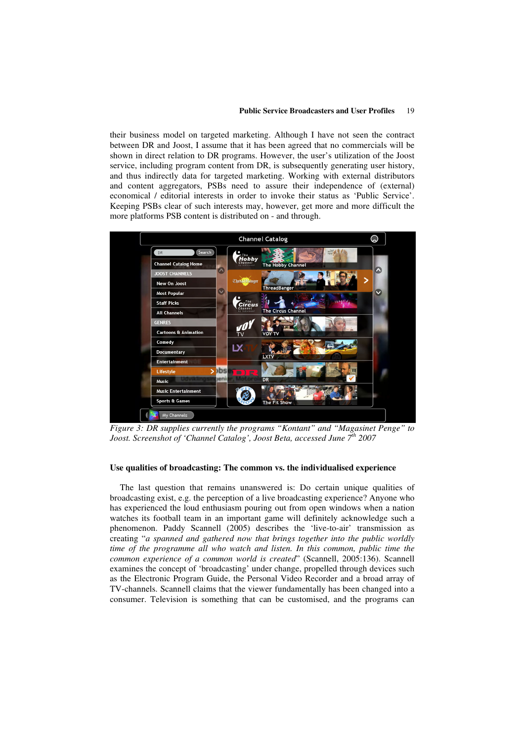their business model on targeted marketing. Although I have not seen the contract between DR and Joost, I assume that it has been agreed that no commercials will be shown in direct relation to DR programs. However, the user's utilization of the Joost service, including program content from DR, is subsequently generating user history, and thus indirectly data for targeted marketing. Working with external distributors and content aggregators, PSBs need to assure their independence of (external) economical / editorial interests in order to invoke their status as 'Public Service'. Keeping PSBs clear of such interests may, however, get more and more difficult the more platforms PSB content is distributed on - and through.

*Figure 3: DR supplies currently the programs "Kontant" and "Magasinet Penge" to Joost. Screenshot of 'Channel Catalog', Joost Beta, accessed June 7th 2007*

## Use qualities of broadcasting: The common vs. the individualised experience

The last question that remains unanswered is: Do certain unique qualities of broadcasting exist, e.g. the perception of a live broadcasting experience? Anyone who has experienced the loud enthusiasm pouring out from open windows when a nation watches its football team in an important game will definitely acknowledge such a phenomenon. Paddy Scannell (2005) describes the 'live-to-air' transmission as creating "*a spanned and gathered now that brings together into the public worldly time of the programme all who watch and listen. In this common, public time the common experience of a common world is created*" (Scannell, 2005:136). Scannell examines the concept of 'broadcasting' under change, propelled through devices such as the Electronic Program Guide, the Personal Video Recorder and a broad array of TV-channels. Scannell claims that the viewer fundamentally has been changed into a consumer. Television is something that can be customised, and the programs can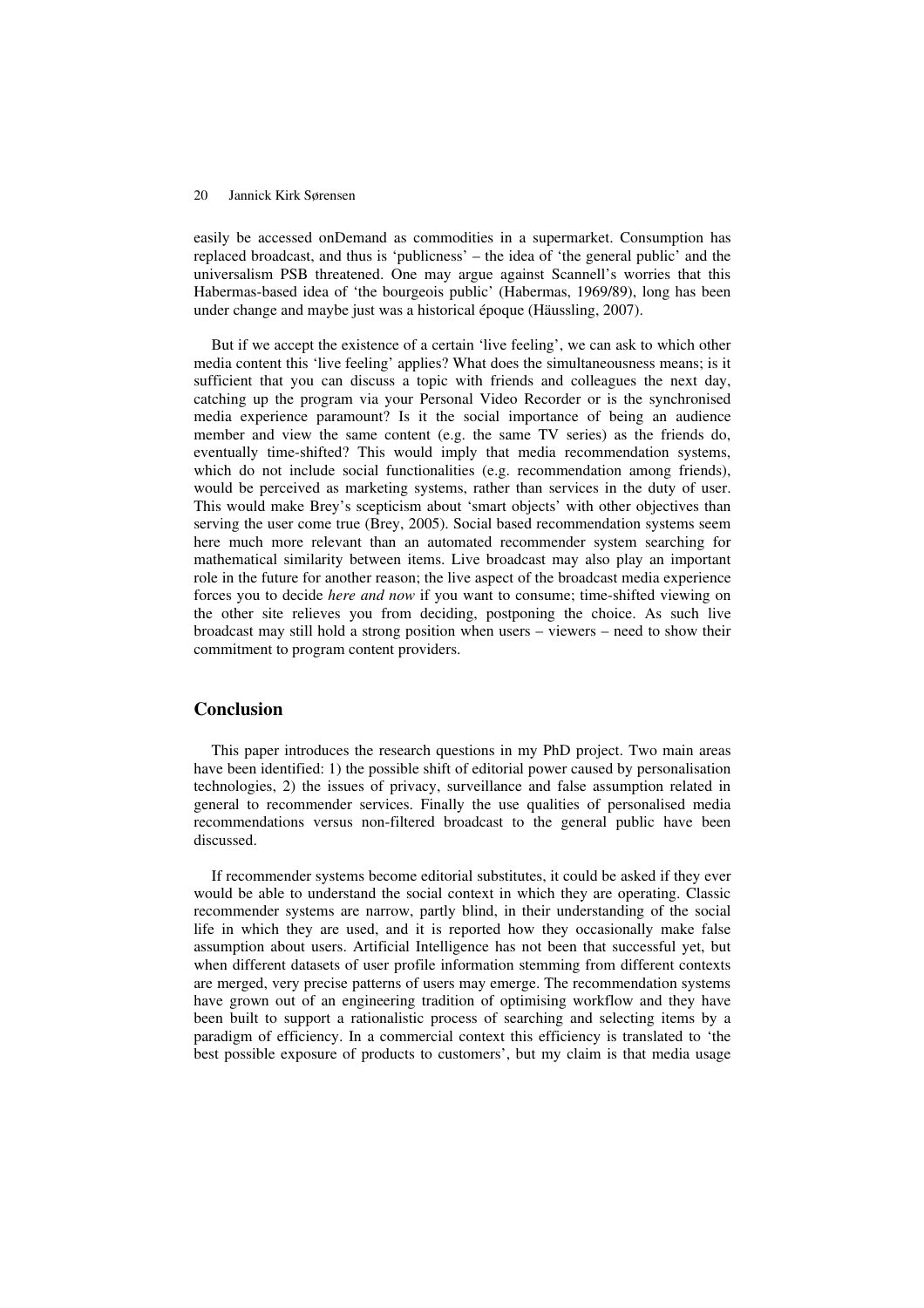easily be accessed onDemand as commodities in a supermarket. Consumption has replaced broadcast, and thus is 'publicness' – the idea of 'the general public' and the universalism PSB threatened. One may argue against Scannell's worries that this Habermas-based idea of 'the bourgeois public' (Habermas, 1969/89), long has been under change and maybe just was a historical époque (Häussling, 2007).

But if we accept the existence of a certain 'live feeling', we can ask to which other media content this 'live feeling' applies? What does the simultaneousness means; is it sufficient that you can discuss a topic with friends and colleagues the next day, catching up the program via your Personal Video Recorder or is the synchronised media experience paramount? Is it the social importance of being an audience member and view the same content (e.g. the same TV series) as the friends do, eventually time-shifted? This would imply that media recommendation systems, which do not include social functionalities (e.g. recommendation among friends), would be perceived as marketing systems, rather than services in the duty of user. This would make Brey's scepticism about 'smart objects' with other objectives than serving the user come true (Brey, 2005). Social based recommendation systems seem here much more relevant than an automated recommender system searching for mathematical similarity between items. Live broadcast may also play an important role in the future for another reason; the live aspect of the broadcast media experience forces you to decide *here and now* if you want to consume; time-shifted viewing on the other site relieves you from deciding, postponing the choice. As such live broadcast may still hold a strong position when users – viewers – need to show their commitment to program content providers.

## Conclusion

This paper introduces the research questions in my PhD project. Two main areas have been identified: 1) the possible shift of editorial power caused by personalisation technologies, 2) the issues of privacy, surveillance and false assumption related in general to recommender services. Finally the use qualities of personalised media recommendations versus non-filtered broadcast to the general public have been discussed.

If recommender systems become editorial substitutes, it could be asked if they ever would be able to understand the social context in which they are operating. Classic recommender systems are narrow, partly blind, in their understanding of the social life in which they are used, and it is reported how they occasionally make false assumption about users. Artificial Intelligence has not been that successful yet, but when different datasets of user profile information stemming from different contexts are merged, very precise patterns of users may emerge. The recommendation systems have grown out of an engineering tradition of optimising workflow and they have been built to support a rationalistic process of searching and selecting items by a paradigm of efficiency. In a commercial context this efficiency is translated to 'the best possible exposure of products to customers', but my claim is that media usage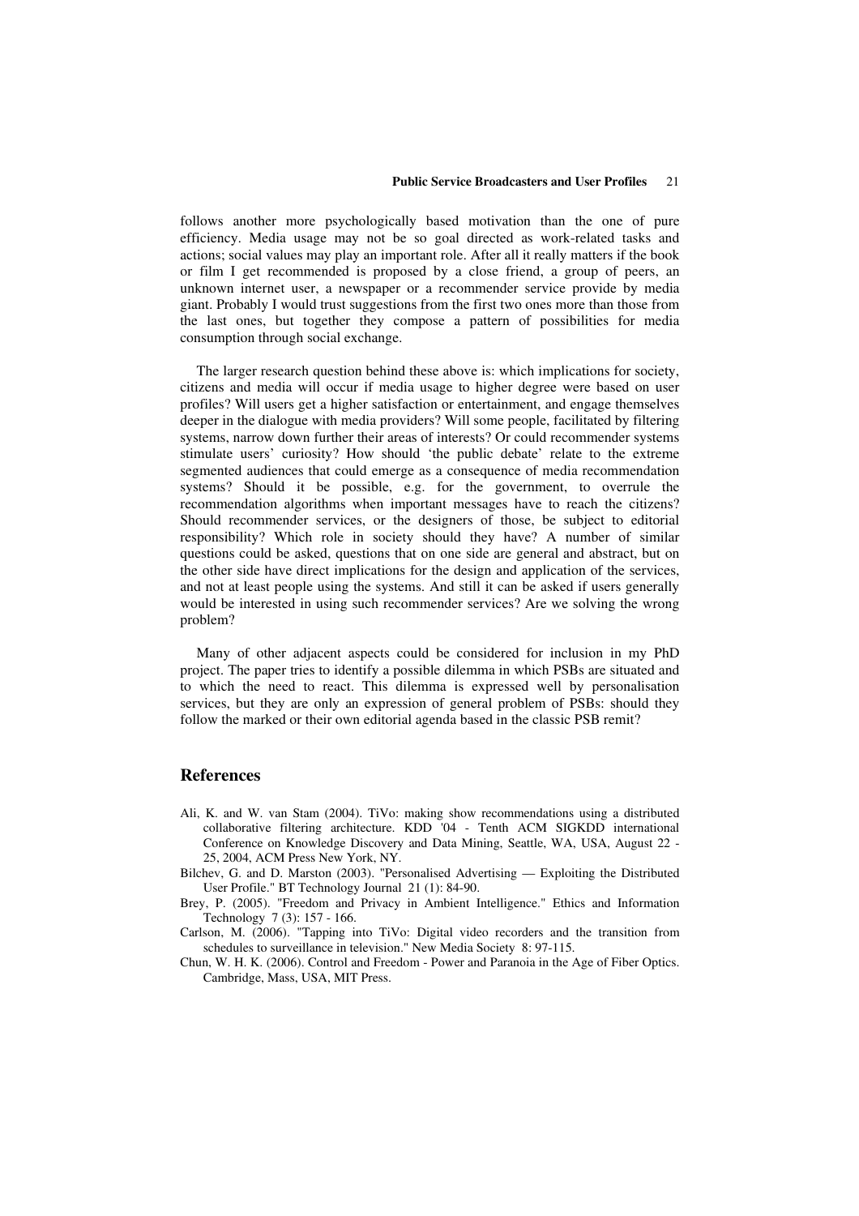follows another more psychologically based motivation than the one of pure efficiency. Media usage may not be so goal directed as work-related tasks and actions; social values may play an important role. After all it really matters if the book or film I get recommended is proposed by a close friend, a group of peers, an unknown internet user, a newspaper or a recommender service provide by media giant. Probably I would trust suggestions from the first two ones more than those from the last ones, but together they compose a pattern of possibilities for media consumption through social exchange.

The larger research question behind these above is: which implications for society, citizens and media will occur if media usage to higher degree were based on user profiles? Will users get a higher satisfaction or entertainment, and engage themselves deeper in the dialogue with media providers? Will some people, facilitated by filtering systems, narrow down further their areas of interests? Or could recommender systems stimulate users' curiosity? How should 'the public debate' relate to the extreme segmented audiences that could emerge as a consequence of media recommendation systems? Should it be possible, e.g. for the government, to overrule the recommendation algorithms when important messages have to reach the citizens? Should recommender services, or the designers of those, be subject to editorial responsibility? Which role in society should they have? A number of similar questions could be asked, questions that on one side are general and abstract, but on the other side have direct implications for the design and application of the services, and not at least people using the systems. And still it can be asked if users generally would be interested in using such recommender services? Are we solving the wrong problem?

Many of other adjacent aspects could be considered for inclusion in my PhD project. The paper tries to identify a possible dilemma in which PSBs are situated and to which the need to react. This dilemma is expressed well by personalisation services, but they are only an expression of general problem of PSBs: should they follow the marked or their own editorial agenda based in the classic PSB remit?

## References

Ali, K. and W. van Stam (2004). TiVo: making show recommendations using a distributed collaborative filtering architecture. KDD '04 - Tenth ACM SIGKDD international Conference on Knowledge Discovery and Data Mining, Seattle, WA, USA, August 22 - 25, 2004, ACM Press New York, NY.

Bilchev, G. and D. Marston (2003). "Personalised Advertising — Exploiting the Distributed User Profile." BT Technology Journal 21 (1): 84-90.

Brey, P. (2005). "Freedom and Privacy in Ambient Intelligence." Ethics and Information Technology 7 (3): 157 - 166.

Carlson, M. (2006). "Tapping into TiVo: Digital video recorders and the transition from schedules to surveillance in television." New Media Society 8: 97-115.

Chun, W. H. K. (2006). Control and Freedom - Power and Paranoia in the Age of Fiber Optics. Cambridge, Mass, USA, MIT Press.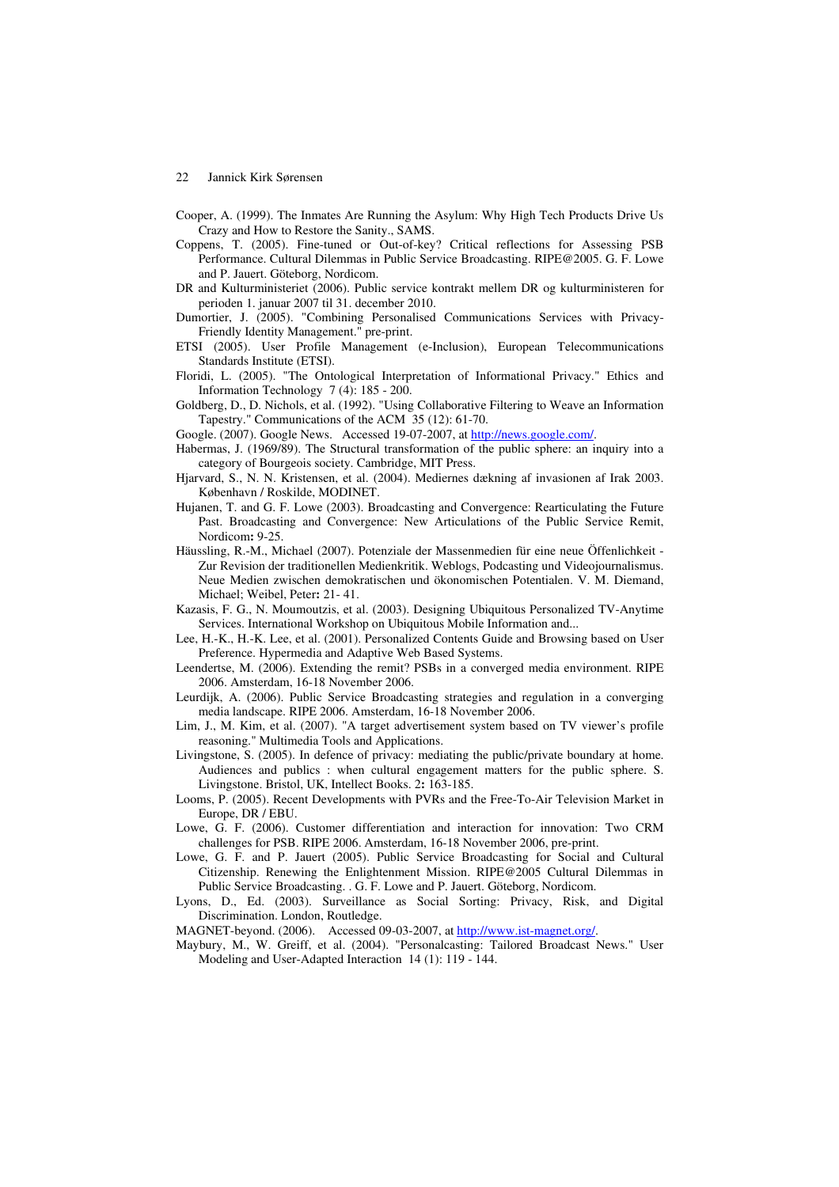Cooper, A. (1999). The Inmates Are Running the Asylum: Why High Tech Products Drive Us Crazy and How to Restore the Sanity., SAMS.

Coppens, T. (2005). Fine-tuned or Out-of-key? Critical reflections for Assessing PSB Performance. Cultural Dilemmas in Public Service Broadcasting. RIPE@2005. G. F. Lowe and P. Jauert. Göteborg, Nordicom.

DR and Kulturministeriet (2006). Public service kontrakt mellem DR og kulturministeren for perioden 1. januar 2007 til 31. december 2010.

Dumortier, J. (2005). "Combining Personalised Communications Services with Privacy-Friendly Identity Management." pre-print.

ETSI (2005). User Profile Management (e-Inclusion), European Telecommunications Standards Institute (ETSI).

Floridi, L. (2005). "The Ontological Interpretation of Informational Privacy." Ethics and Information Technology 7 (4): 185 - 200.

Goldberg, D., D. Nichols, et al. (1992). "Using Collaborative Filtering to Weave an Information Tapestry." Communications of the ACM 35 (12): 61-70.

Google. (2007). Google News. Accessed 19-07-2007, at http://news.google.com/.

Habermas, J. (1969/89). The Structural transformation of the public sphere: an inquiry into a category of Bourgeois society. Cambridge, MIT Press.

Hjarvard, S., N. N. Kristensen, et al. (2004). Mediernes dækning af invasionen af Irak 2003. København / Roskilde, MODINET.

Hujanen, T. and G. F. Lowe (2003). Broadcasting and Convergence: Rearticulating the Future Past. Broadcasting and Convergence: New Articulations of the Public Service Remit, Nordicom**:** 9-25.

Häussling, R.-M., Michael (2007). Potenziale der Massenmedien für eine neue Öffenlichkeit - Zur Revision der traditionellen Medienkritik. Weblogs, Podcasting und Videojournalismus. Neue Medien zwischen demokratischen und ökonomischen Potentialen. V. M. Diemand, Michael; Weibel, Peter**:** 21- 41.

Kazasis, F. G., N. Moumoutzis, et al. (2003). Designing Ubiquitous Personalized TV-Anytime Services. International Workshop on Ubiquitous Mobile Information and...

Lee, H.-K., H.-K. Lee, et al. (2001). Personalized Contents Guide and Browsing based on User Preference. Hypermedia and Adaptive Web Based Systems.

Leendertse, M. (2006). Extending the remit? PSBs in a converged media environment. RIPE 2006. Amsterdam, 16-18 November 2006.

Leurdijk, A. (2006). Public Service Broadcasting strategies and regulation in a converging media landscape. RIPE 2006. Amsterdam, 16-18 November 2006.

Lim, J., M. Kim, et al. (2007). "A target advertisement system based on TV viewer's profile reasoning." Multimedia Tools and Applications.

Livingstone, S. (2005). In defence of privacy: mediating the public/private boundary at home. Audiences and publics : when cultural engagement matters for the public sphere. S. Livingstone. Bristol, UK, Intellect Books. 2**:** 163-185.

Looms, P. (2005). Recent Developments with PVRs and the Free-To-Air Television Market in Europe, DR / EBU.

Lowe, G. F. (2006). Customer differentiation and interaction for innovation: Two CRM challenges for PSB. RIPE 2006. Amsterdam, 16-18 November 2006, pre-print.

Lowe, G. F. and P. Jauert (2005). Public Service Broadcasting for Social and Cultural Citizenship. Renewing the Enlightenment Mission. RIPE@2005 Cultural Dilemmas in Public Service Broadcasting. . G. F. Lowe and P. Jauert. Göteborg, Nordicom.

Lyons, D., Ed. (2003). Surveillance as Social Sorting: Privacy, Risk, and Digital Discrimination. London, Routledge.

MAGNET-beyond. (2006). Accessed 09-03-2007, at http://www.ist-magnet.org/.

Maybury, M., W. Greiff, et al. (2004). "Personalcasting: Tailored Broadcast News." User Modeling and User-Adapted Interaction 14 (1): 119 - 144.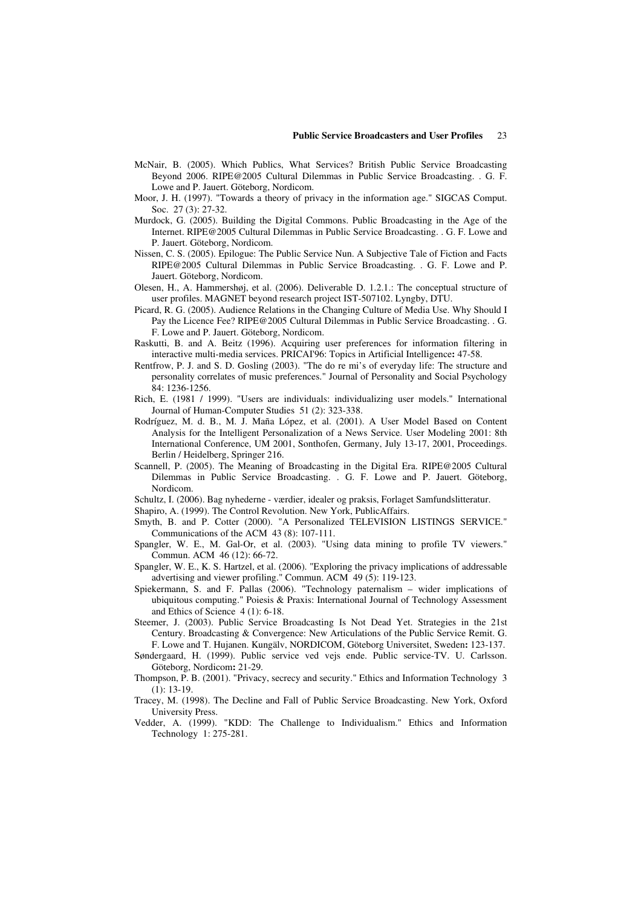McNair, B. (2005). Which Publics, What Services? British Public Service Broadcasting Beyond 2006. RIPE@2005 Cultural Dilemmas in Public Service Broadcasting. . G. F. Lowe and P. Jauert. Göteborg, Nordicom.

Moor, J. H. (1997). "Towards a theory of privacy in the information age." SIGCAS Comput. Soc. 27 (3): 27-32.

Murdock, G. (2005). Building the Digital Commons. Public Broadcasting in the Age of the Internet. RIPE@2005 Cultural Dilemmas in Public Service Broadcasting. . G. F. Lowe and P. Jauert. Göteborg, Nordicom.

Nissen, C. S. (2005). Epilogue: The Public Service Nun. A Subjective Tale of Fiction and Facts RIPE@2005 Cultural Dilemmas in Public Service Broadcasting. . G. F. Lowe and P. Jauert. Göteborg, Nordicom.

Olesen, H., A. Hammershøj, et al. (2006). Deliverable D. 1.2.1.: The conceptual structure of user profiles. MAGNET beyond research project IST-507102. Lyngby, DTU.

Picard, R. G. (2005). Audience Relations in the Changing Culture of Media Use. Why Should I Pay the Licence Fee? RIPE@2005 Cultural Dilemmas in Public Service Broadcasting. . G. F. Lowe and P. Jauert. Göteborg, Nordicom.

Raskutti, B. and A. Beitz (1996). Acquiring user preferences for information filtering in interactive multi-media services. PRICAI'96: Topics in Artificial Intelligence**:** 47-58.

Rentfrow, P. J. and S. D. Gosling (2003). "The do re mi's of everyday life: The structure and personality correlates of music preferences." Journal of Personality and Social Psychology 84: 1236-1256.

Rich, E. (1981 / 1999). "Users are individuals: individualizing user models." International Journal of Human-Computer Studies 51 (2): 323-338.

Rodríguez, M. d. B., M. J. Maña López, et al. (2001). A User Model Based on Content Analysis for the Intelligent Personalization of a News Service. User Modeling 2001: 8th International Conference, UM 2001, Sonthofen, Germany, July 13-17, 2001, Proceedings. Berlin / Heidelberg, Springer 216.

Scannell, P. (2005). The Meaning of Broadcasting in the Digital Era. RIPE@2005 Cultural Dilemmas in Public Service Broadcasting. . G. F. Lowe and P. Jauert. Göteborg, Nordicom.

Schultz, I. (2006). Bag nyhederne - værdier, idealer og praksis, Forlaget Samfundslitteratur.

Shapiro, A. (1999). The Control Revolution. New York, PublicAffairs.

Smyth, B. and P. Cotter (2000). "A Personalized TELEVISION LISTINGS SERVICE." Communications of the ACM 43 (8): 107-111.

Spangler, W. E., M. Gal-Or, et al. (2003). "Using data mining to profile TV viewers." Commun. ACM 46 (12): 66-72.

Spangler, W. E., K. S. Hartzel, et al. (2006). "Exploring the privacy implications of addressable advertising and viewer profiling." Commun. ACM 49 (5): 119-123.

Spiekermann, S. and F. Pallas (2006). "Technology paternalism – wider implications of ubiquitous computing." Poiesis & Praxis: International Journal of Technology Assessment and Ethics of Science 4 (1): 6-18.

Steemer, J. (2003). Public Service Broadcasting Is Not Dead Yet. Strategies in the 21st Century. Broadcasting & Convergence: New Articulations of the Public Service Remit. G. F. Lowe and T. Hujanen. Kungälv, NORDICOM, Göteborg Universitet, Sweden**:** 123-137.

Søndergaard, H. (1999). Public service ved vejs ende. Public service-TV. U. Carlsson. Göteborg, Nordicom**:** 21-29.

Thompson, P. B. (2001). "Privacy, secrecy and security." Ethics and Information Technology 3 (1): 13-19.

Tracey, M. (1998). The Decline and Fall of Public Service Broadcasting. New York, Oxford University Press.

Vedder, A. (1999). "KDD: The Challenge to Individualism." Ethics and Information Technology 1: 275-281.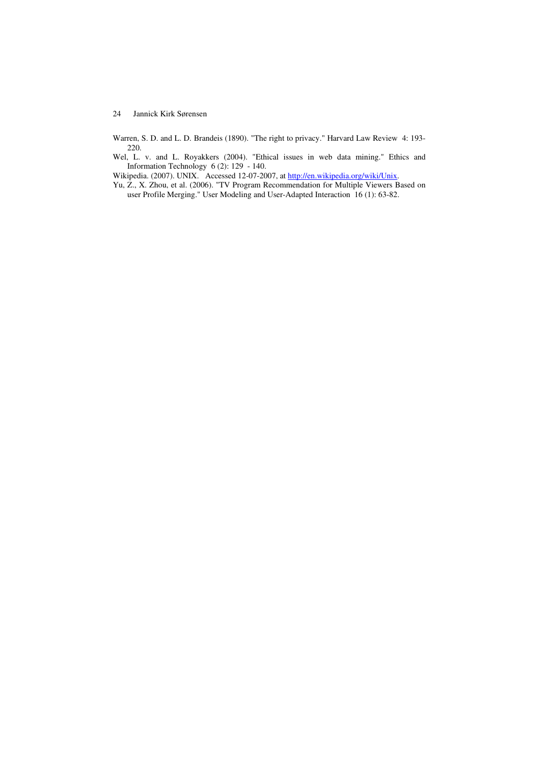Warren, S. D. and L. D. Brandeis (1890). "The right to privacy." Harvard Law Review 4: 193-220.

Wel, L. v. and L. Royakkers (2004). "Ethical issues in web data mining." Ethics and Information Technology 6 (2): 129 - 140.

Wikipedia. (2007). UNIX. Accessed 12-07-2007, at http://en.wikipedia.org/wiki/Unix.

Yu, Z., X. Zhou, et al. (2006). "TV Program Recommendation for Multiple Viewers Based on user Profile Merging." User Modeling and User-Adapted Interaction 16 (1): 63-82.